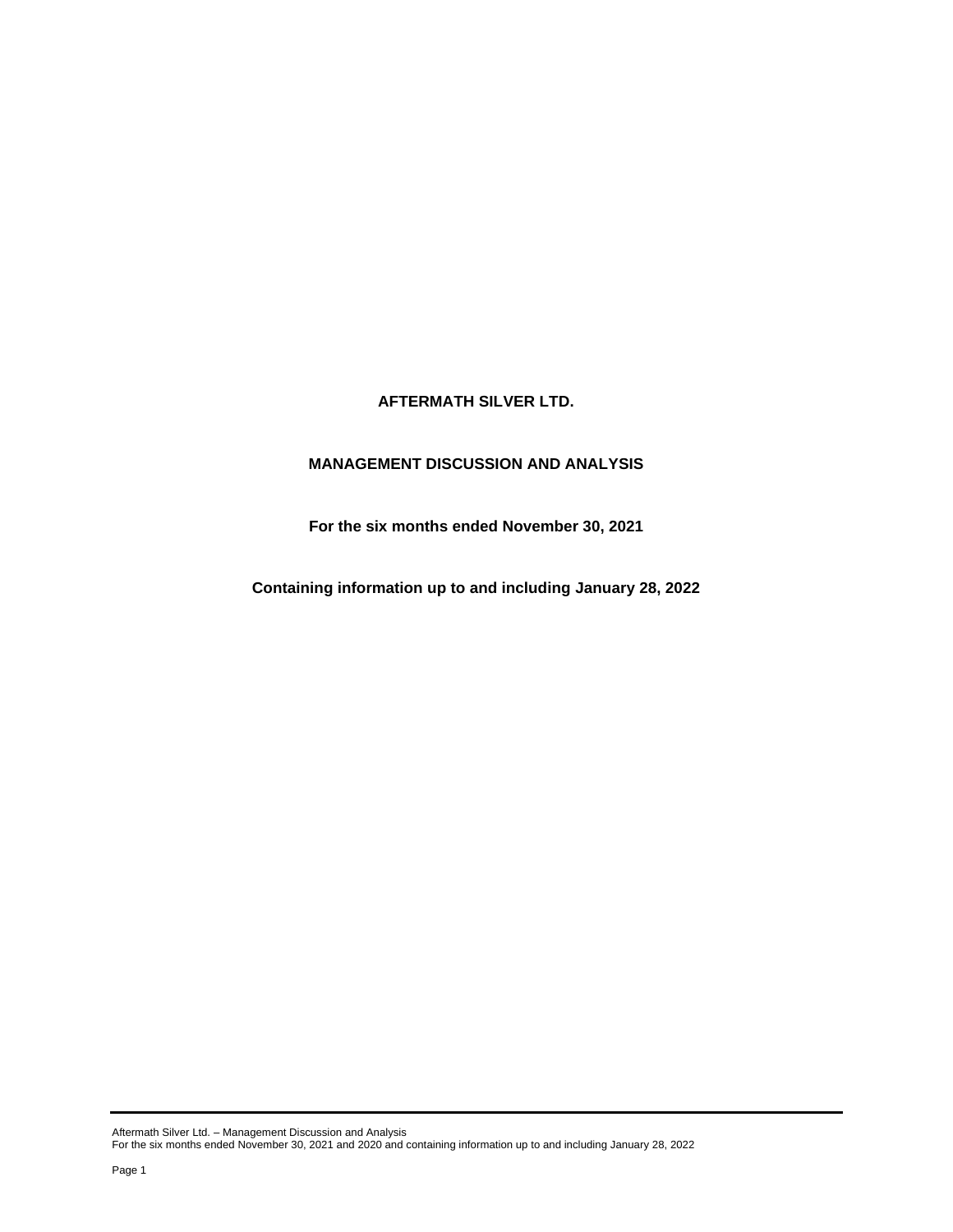# AFTERMATH SILVER LTD.

## MANAGEMENT DISCUSSION AND ANALYSIS

**For the six months ended November 30, 2021**

**Containing information up to and including January 28, 2022**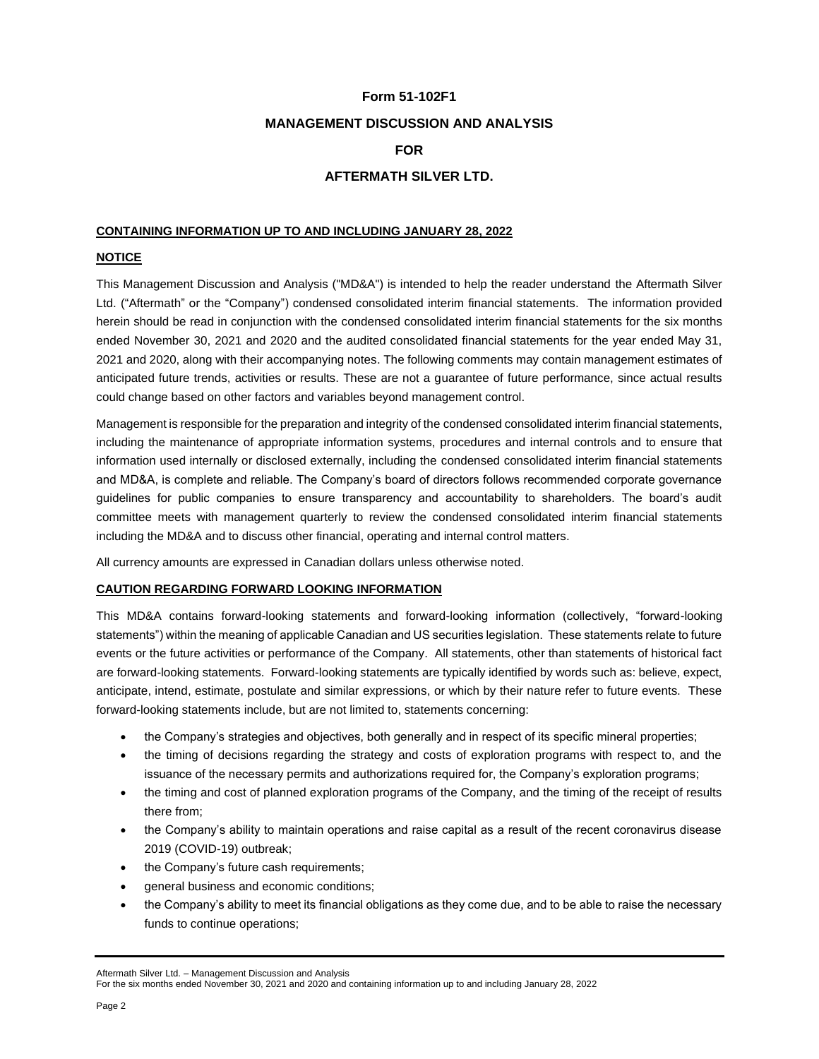**Form 51-102F1**

**MANAGEMENT DISCUSSION AND ANALYSIS**

**FOR**

**AFTERMATH SILVER LTD.**

**CONTAINING INFORMATION UP TO AND INCLUDING JANUARY 28, 2022**

**NOTICE**

This Management Discussion and Analysis ("MD&A") is intended to help the reader understand the Aftermath Silver Ltd. ("Aftermath" or the "Company") condensed consolidated interim financial statements. The information provided herein should be read in conjunction with the condensed consolidated interim financial statements for the six months ended November 30, 2021 and 2020 and the audited consolidated financial statements for the year ended May 31, 2021 and 2020, along with their accompanying notes. The following comments may contain management estimates of anticipated future trends, activities or results. These are not a guarantee of future performance, since actual results could change based on other factors and variables beyond management control.

Management is responsible for the preparation and integrity of the condensed consolidated interim financial statements, including the maintenance of appropriate information systems, procedures and internal controls and to ensure that information used internally or disclosed externally, including the condensed consolidated interim financial statements and MD&A, is complete and reliable. The Company's board of directors follows recommended corporate governance guidelines for public companies to ensure transparency and accountability to shareholders. The board's audit committee meets with management quarterly to review the condensed consolidated interim financial statements including the MD&A and to discuss other financial, operating and internal control matters.

All currency amounts are expressed in Canadian dollars unless otherwise noted.

**CAUTION REGARDING FORWARD LOOKING INFORMATION**

This MD&A contains forward-looking statements and forward-looking information (collectively, "forward-looking statements") within the meaning of applicable Canadian and US securities legislation. These statements relate to future events or the future activities or performance of the Company. All statements, other than statements of historical fact are forward-looking statements. Forward-looking statements are typically identified by words such as: believe, expect, anticipate, intend, estimate, postulate and similar expressions, or which by their nature refer to future events. These forward-looking statements include, but are not limited to, statements concerning:

- the Company's strategies and objectives, both generally and in respect of its specific mineral properties;
- the timing of decisions regarding the strategy and costs of exploration programs with respect to, and the issuance of the necessary permits and authorizations required for, the Company's exploration programs;
- the timing and cost of planned exploration programs of the Company, and the timing of the receipt of results there from;
- the Company's ability to maintain operations and raise capital as a result of the recent coronavirus disease 2019 (COVID-19) outbreak;
- the Company's future cash requirements;
- general business and economic conditions;
- the Company's ability to meet its financial obligations as they come due, and to be able to raise the necessary funds to continue operations;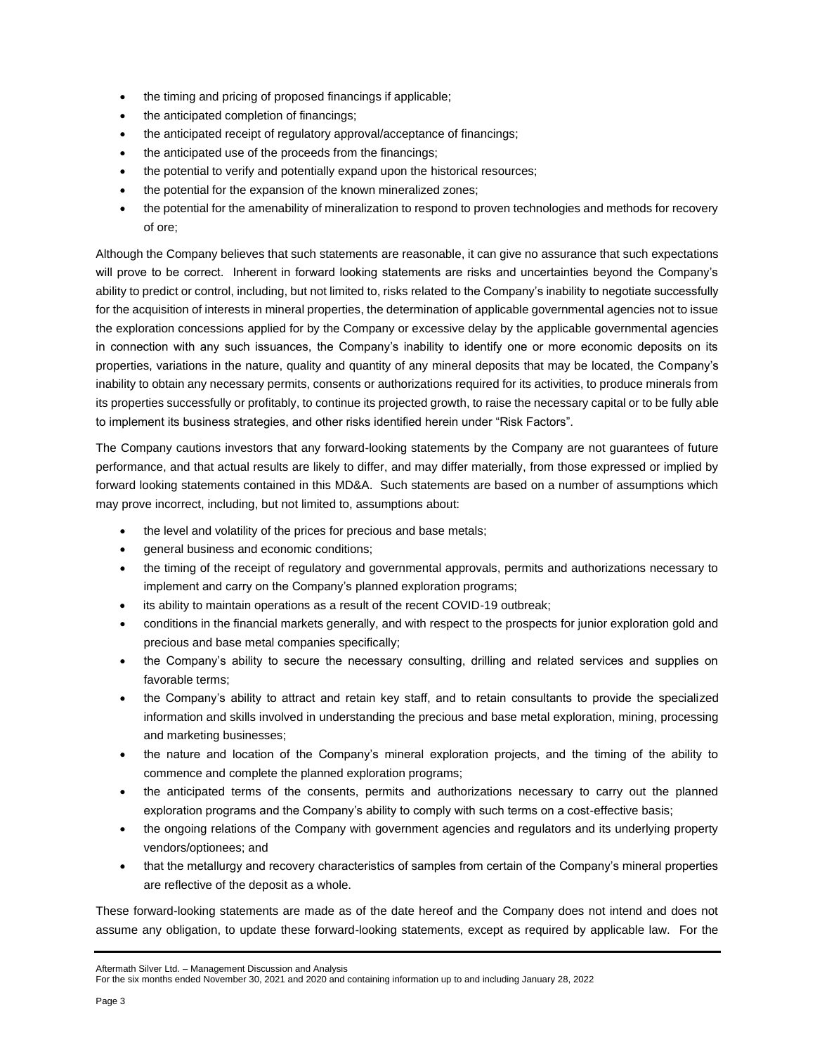- the timing and pricing of proposed financings if applicable;
- the anticipated completion of financings;
- the anticipated receipt of regulatory approval/acceptance of financings;
- the anticipated use of the proceeds from the financings;
- the potential to verify and potentially expand upon the historical resources;
- the potential for the expansion of the known mineralized zones;
- the potential for the amenability of mineralization to respond to proven technologies and methods for recovery of ore;

Although the Company believes that such statements are reasonable, it can give no assurance that such expectations will prove to be correct. Inherent in forward looking statements are risks and uncertainties beyond the Company's ability to predict or control, including, but not limited to, risks related to the Company's inability to negotiate successfully for the acquisition of interests in mineral properties, the determination of applicable governmental agencies not to issue the exploration concessions applied for by the Company or excessive delay by the applicable governmental agencies in connection with any such issuances, the Company's inability to identify one or more economic deposits on its properties, variations in the nature, quality and quantity of any mineral deposits that may be located, the Company's inability to obtain any necessary permits, consents or authorizations required for its activities, to produce minerals from its properties successfully or profitably, to continue its projected growth, to raise the necessary capital or to be fully able to implement its business strategies, and other risks identified herein under "Risk Factors".

The Company cautions investors that any forward-looking statements by the Company are not guarantees of future performance, and that actual results are likely to differ, and may differ materially, from those expressed or implied by forward looking statements contained in this MD&A. Such statements are based on a number of assumptions which may prove incorrect, including, but not limited to, assumptions about:

- the level and volatility of the prices for precious and base metals;
- general business and economic conditions;
- the timing of the receipt of regulatory and governmental approvals, permits and authorizations necessary to implement and carry on the Company's planned exploration programs;
- its ability to maintain operations as a result of the recent COVID-19 outbreak;
- conditions in the financial markets generally, and with respect to the prospects for junior exploration gold and precious and base metal companies specifically;
- the Company's ability to secure the necessary consulting, drilling and related services and supplies on favorable terms;
- the Company's ability to attract and retain key staff, and to retain consultants to provide the specialized information and skills involved in understanding the precious and base metal exploration, mining, processing and marketing businesses;
- the nature and location of the Company's mineral exploration projects, and the timing of the ability to commence and complete the planned exploration programs;
- the anticipated terms of the consents, permits and authorizations necessary to carry out the planned exploration programs and the Company's ability to comply with such terms on a cost-effective basis;
- the ongoing relations of the Company with government agencies and regulators and its underlying property vendors/optionees; and
- that the metallurgy and recovery characteristics of samples from certain of the Company's mineral properties are reflective of the deposit as a whole.

These forward-looking statements are made as of the date hereof and the Company does not intend and does not assume any obligation, to update these forward-looking statements, except as required by applicable law. For the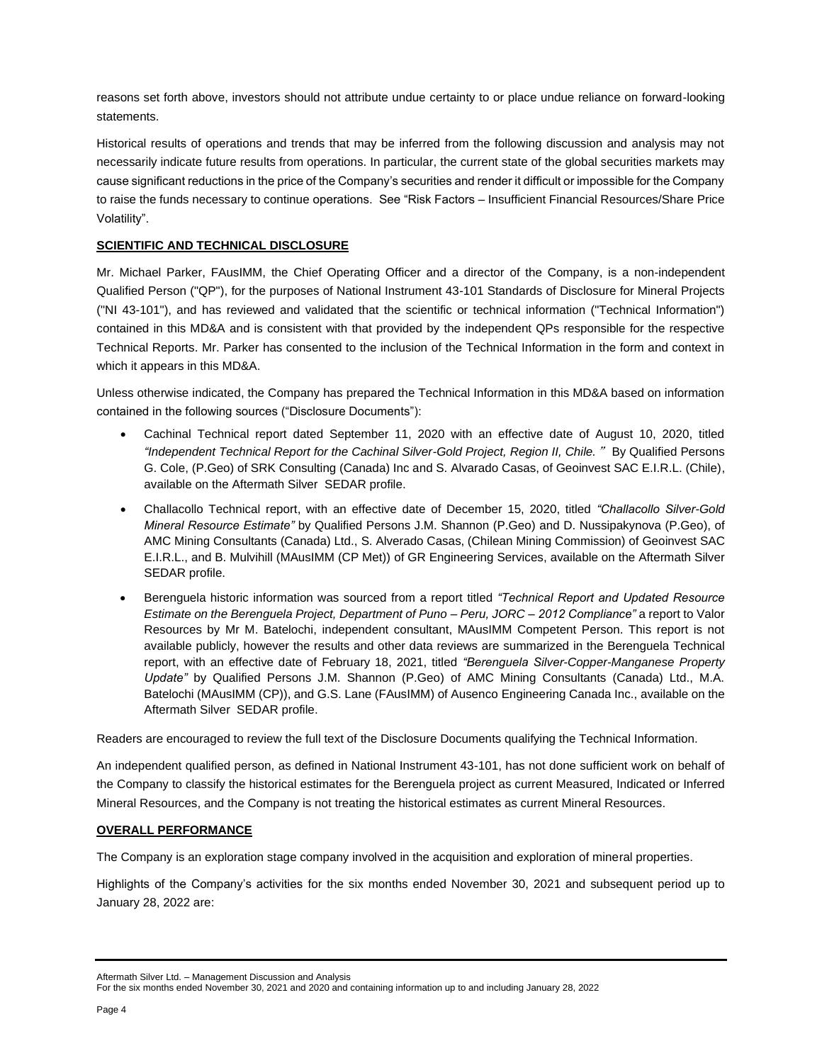reasons set forth above, investors should not attribute undue certainty to or place undue reliance on forward-looking statements.

Historical results of operations and trends that may be inferred from the following discussion and analysis may not necessarily indicate future results from operations. In particular, the current state of the global securities markets may cause significant reductions in the price of the Company's securities and render it difficult or impossible for the Company to raise the funds necessary to continue operations. See "Risk Factors – Insufficient Financial Resources/Share Price Volatility".

## SCIENTIFIC AND TECHNICAL DISCLOSURE

Mr. Michael Parker, FAusIMM, the Chief Operating Officer and a director of the Company, is a non-independent Qualified Person ("QP"), for the purposes of National Instrument 43-101 Standards of Disclosure for Mineral Projects ("NI 43-101"), and has reviewed and validated that the scientific or technical information ("Technical Information") contained in this MD&A and is consistent with that provided by the independent QPs responsible for the respective Technical Reports. Mr. Parker has consented to the inclusion of the Technical Information in the form and context in which it appears in this MD&A.

Unless otherwise indicated, the Company has prepared the Technical Information in this MD&A based on information contained in the following sources ("Disclosure Documents"):

- Cachinal Technical report dated September 11, 2020 with an effective date of August 10, 2020, titled *"Independent Technical Report for the Cachinal Silver-Gold Project, Region II, Chile."* By Qualified Persons G. Cole, (P.Geo) of SRK Consulting (Canada) Inc and S. Alvarado Casas, of Geoinvest SAC E.I.R.L. (Chile), available on the Aftermath Silver SEDAR profile.
- Challacollo Technical report, with an effective date of December 15, 2020, titled *"Challacollo Silver-Gold Mineral Resource Estimate"* by Qualified Persons J.M. Shannon (P.Geo) and D. Nussipakynova (P.Geo), of AMC Mining Consultants (Canada) Ltd., S. Alverado Casas, (Chilean Mining Commission) of Geoinvest SAC E.I.R.L., and B. Mulvihill (MAusIMM (CP Met)) of GR Engineering Services, available on the Aftermath Silver SEDAR profile.
- Berenguela historic information was sourced from a report titled *"Technical Report and Updated Resource Estimate on the Berenguela Project, Department of Puno – Peru, JORC – 2012 Compliance"* a report to Valor Resources by Mr M. Batelochi, independent consultant, MAusIMM Competent Person. This report is not available publicly, however the results and other data reviews are summarized in the Berenguela Technical report, with an effective date of February 18, 2021, titled *"Berenguela Silver-Copper-Manganese Property Update"* by Qualified Persons J.M. Shannon (P.Geo) of AMC Mining Consultants (Canada) Ltd., M.A. Batelochi (MAusIMM (CP)), and G.S. Lane (FAusIMM) of Ausenco Engineering Canada Inc., available on the Aftermath Silver SEDAR profile.

Readers are encouraged to review the full text of the Disclosure Documents qualifying the Technical Information.

An independent qualified person, as defined in National Instrument 43-101, has not done sufficient work on behalf of the Company to classify the historical estimates for the Berenguela project as current Measured, Indicated or Inferred Mineral Resources, and the Company is not treating the historical estimates as current Mineral Resources.

## OVERALL PERFORMANCE

The Company is an exploration stage company involved in the acquisition and exploration of mineral properties.

Highlights of the Company's activities for the six months ended November 30, 2021 and subsequent period up to January 28, 2022 are: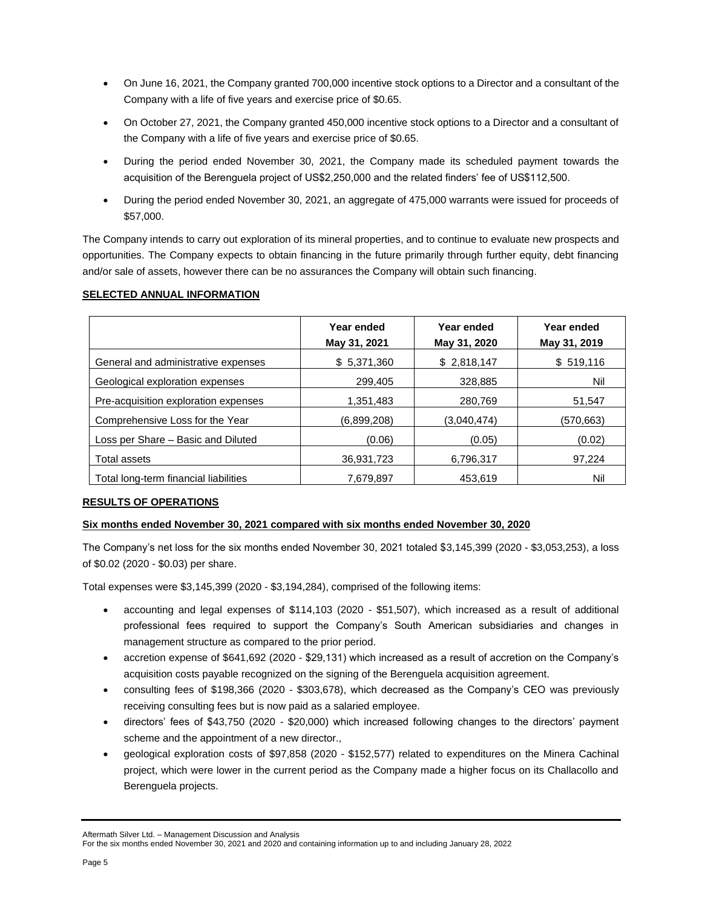- On June 16, 2021, the Company granted 700,000 incentive stock options to a Director and a consultant of the Company with a life of five years and exercise price of $0.65.
- On October 27, 2021, the Company granted 450,000 incentive stock options to a Director and a consultant of the Company with a life of five years and exercise price of $0.65.
- During the period ended November 30, 2021, the Company made its scheduled payment towards the acquisition of the Berenguela project of US$2,250,000 and the related finders' fee of US$112,500.
- During the period ended November 30, 2021, an aggregate of 475,000 warrants were issued for proceeds of $57,000.

The Company intends to carry out exploration of its mineral properties, and to continue to evaluate new prospects and opportunities. The Company expects to obtain financing in the future primarily through further equity, debt financing and/or sale of assets, however there can be no assurances the Company will obtain such financing.

**SELECTED ANNUAL INFORMATION**

| | Year ended May 31, 2021 | Year ended May 31, 2020 | Year ended May 31, 2019 |
|---|---|---|---|
| General and administrative expenses | $ 5,371,360 | $ 2,818,147 | $ 519,116 |
| Geological exploration expenses | 299,405 | 328,885 | Nil |
| Pre-acquisition exploration expenses | 1,351,483 | 280,769 | 51,547 |
| Comprehensive Loss for the Year | (6,899,208) | (3,040,474) | (570,663) |
| Loss per Share – Basic and Diluted | (0.06) | (0.05) | (0.02) |
| Total assets | 36,931,723 | 6,796,317 | 97,224 |
| Total long-term financial liabilities | 7,679,897 | 453,619 | Nil |

**RESULTS OF OPERATIONS**

**Six months ended November 30, 2021 compared with six months ended November 30, 2020**

The Company's net loss for the six months ended November 30, 2021 totaled $3,145,399 (2020 - $3,053,253), a loss of $0.02 (2020 - $0.03) per share.

Total expenses were $3,145,399 (2020 - $3,194,284), comprised of the following items:

- accounting and legal expenses of $114,103 (2020 - $51,507), which increased as a result of additional professional fees required to support the Company's South American subsidiaries and changes in management structure as compared to the prior period.
- accretion expense of $641,692 (2020 - $29,131) which increased as a result of accretion on the Company's acquisition costs payable recognized on the signing of the Berenguela acquisition agreement.
- consulting fees of $198,366 (2020 - $303,678), which decreased as the Company's CEO was previously receiving consulting fees but is now paid as a salaried employee.
- directors' fees of $43,750 (2020 - $20,000) which increased following changes to the directors' payment scheme and the appointment of a new director.,
- geological exploration costs of $97,858 (2020 - $152,577) related to expenditures on the Minera Cachinal project, which were lower in the current period as the Company made a higher focus on its Challacollo and Berenguela projects.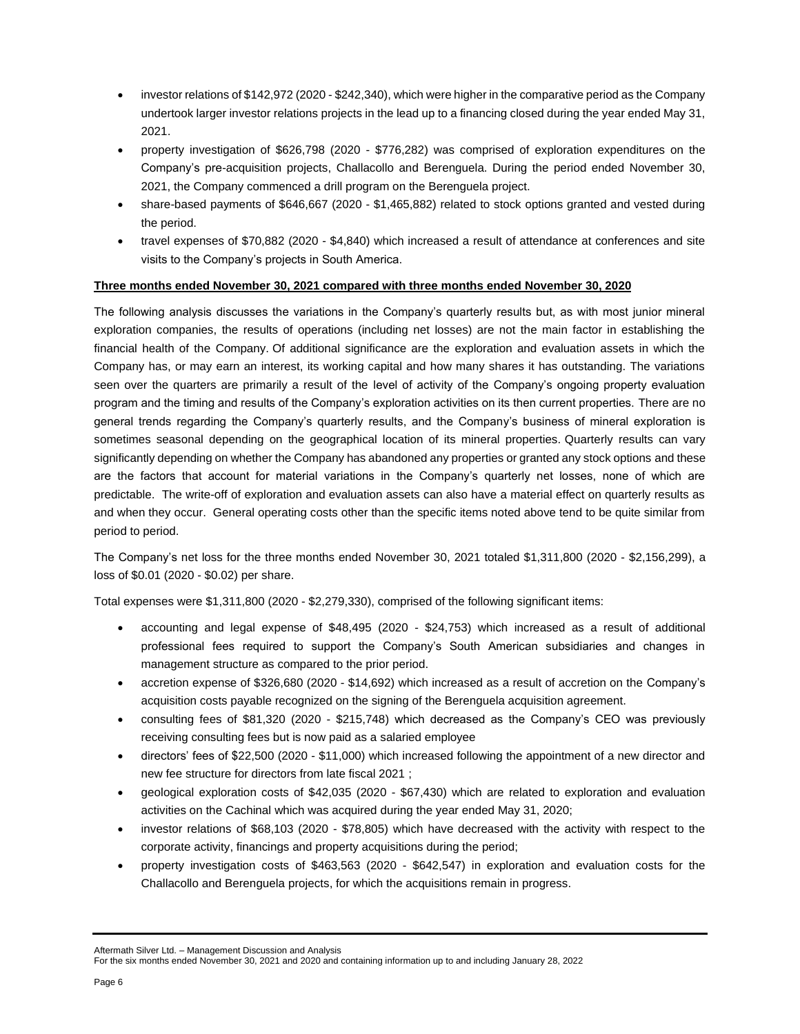- investor relations of $142,972 (2020 - $242,340), which were higher in the comparative period as the Company undertook larger investor relations projects in the lead up to a financing closed during the year ended May 31, 2021.
- property investigation of $626,798 (2020 - $776,282) was comprised of exploration expenditures on the Company's pre-acquisition projects, Challacollo and Berenguela. During the period ended November 30, 2021, the Company commenced a drill program on the Berenguela project.
- share-based payments of $646,667 (2020 - $1,465,882) related to stock options granted and vested during the period.
- travel expenses of $70,882 (2020 - $4,840) which increased a result of attendance at conferences and site visits to the Company's projects in South America.

**Three months ended November 30, 2021 compared with three months ended November 30, 2020**

The following analysis discusses the variations in the Company's quarterly results but, as with most junior mineral exploration companies, the results of operations (including net losses) are not the main factor in establishing the financial health of the Company. Of additional significance are the exploration and evaluation assets in which the Company has, or may earn an interest, its working capital and how many shares it has outstanding. The variations seen over the quarters are primarily a result of the level of activity of the Company's ongoing property evaluation program and the timing and results of the Company's exploration activities on its then current properties. There are no general trends regarding the Company's quarterly results, and the Company's business of mineral exploration is sometimes seasonal depending on the geographical location of its mineral properties. Quarterly results can vary significantly depending on whether the Company has abandoned any properties or granted any stock options and these are the factors that account for material variations in the Company's quarterly net losses, none of which are predictable. The write-off of exploration and evaluation assets can also have a material effect on quarterly results as and when they occur. General operating costs other than the specific items noted above tend to be quite similar from period to period.

The Company's net loss for the three months ended November 30, 2021 totaled $1,311,800 (2020 - $2,156,299), a loss of $0.01 (2020 - $0.02) per share.

Total expenses were $1,311,800 (2020 - $2,279,330), comprised of the following significant items:

- accounting and legal expense of $48,495 (2020 - $24,753) which increased as a result of additional professional fees required to support the Company's South American subsidiaries and changes in management structure as compared to the prior period.
- accretion expense of $326,680 (2020 - $14,692) which increased as a result of accretion on the Company's acquisition costs payable recognized on the signing of the Berenguela acquisition agreement.
- consulting fees of $81,320 (2020 - $215,748) which decreased as the Company's CEO was previously receiving consulting fees but is now paid as a salaried employee
- directors' fees of $22,500 (2020 - $11,000) which increased following the appointment of a new director and new fee structure for directors from late fiscal 2021 ;
- geological exploration costs of $42,035 (2020 - $67,430) which are related to exploration and evaluation activities on the Cachinal which was acquired during the year ended May 31, 2020;
- investor relations of $68,103 (2020 - $78,805) which have decreased with the activity with respect to the corporate activity, financings and property acquisitions during the period;
- property investigation costs of $463,563 (2020 - $642,547) in exploration and evaluation costs for the Challacollo and Berenguela projects, for which the acquisitions remain in progress.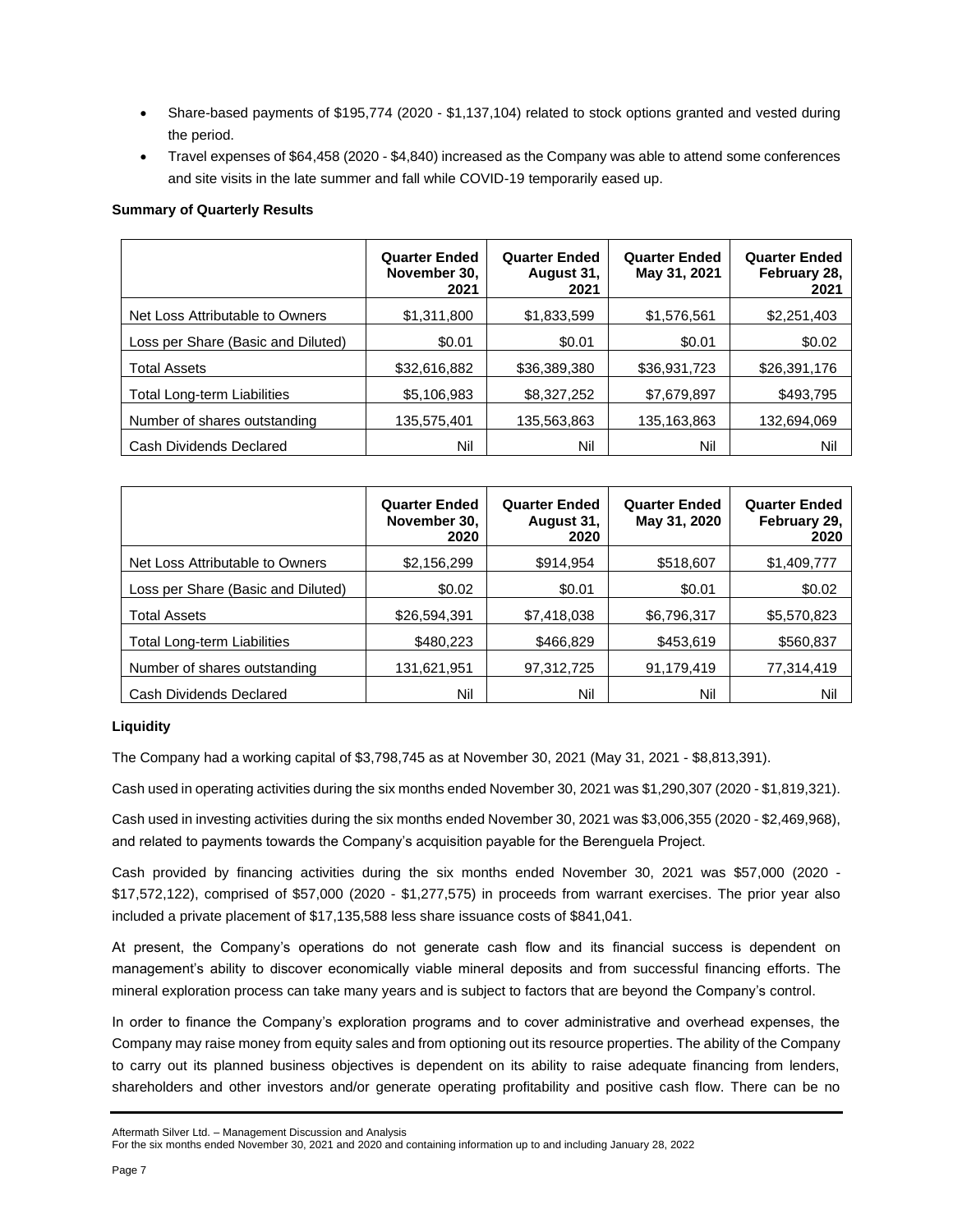- Share-based payments of $195,774 (2020 - $1,137,104) related to stock options granted and vested during the period.
- Travel expenses of $64,458 (2020 - $4,840) increased as the Company was able to attend some conferences and site visits in the late summer and fall while COVID-19 temporarily eased up.

**Summary of Quarterly Results**

| | Quarter Ended November 30, 2021 | Quarter Ended August 31, 2021 | Quarter Ended May 31, 2021 | Quarter Ended February 28, 2021 |
|---|---|---|---|---|
| Net Loss Attributable to Owners | $1,311,800 | $1,833,599 | $1,576,561 | $2,251,403 |
| Loss per Share (Basic and Diluted) | $0.01 | $0.01 | $0.01 | $0.02 |
| Total Assets | $32,616,882 | $36,389,380 | $36,931,723 | $26,391,176 |
| Total Long-term Liabilities | $5,106,983 | $8,327,252 | $7,679,897 | $493,795 |
| Number of shares outstanding | 135,575,401 | 135,563,863 | 135,163,863 | 132,694,069 |
| Cash Dividends Declared | Nil | Nil | Nil | Nil |

| | Quarter Ended November 30, 2020 | Quarter Ended August 31, 2020 | Quarter Ended May 31, 2020 | Quarter Ended February 29, 2020 |
|---|---|---|---|---|
| Net Loss Attributable to Owners | $2,156,299 | $914,954 | $518,607 | $1,409,777 |
| Loss per Share (Basic and Diluted) | $0.02 | $0.01 | $0.01 | $0.02 |
| Total Assets | $26,594,391 | $7,418,038 | $6,796,317 | $5,570,823 |
| Total Long-term Liabilities | $480,223 | $466,829 | $453,619 | $560,837 |
| Number of shares outstanding | 131,621,951 | 97,312,725 | 91,179,419 | 77,314,419 |
| Cash Dividends Declared | Nil | Nil | Nil | Nil |

**Liquidity**

The Company had a working capital of $3,798,745 as at November 30, 2021 (May 31, 2021 - $8,813,391).

Cash used in operating activities during the six months ended November 30, 2021 was $1,290,307 (2020 - $1,819,321).

Cash used in investing activities during the six months ended November 30, 2021 was $3,006,355 (2020 - $2,469,968), and related to payments towards the Company's acquisition payable for the Berenguela Project.

Cash provided by financing activities during the six months ended November 30, 2021 was $57,000 (2020 - $17,572,122), comprised of $57,000 (2020 - $1,277,575) in proceeds from warrant exercises. The prior year also included a private placement of $17,135,588 less share issuance costs of $841,041.

At present, the Company's operations do not generate cash flow and its financial success is dependent on management's ability to discover economically viable mineral deposits and from successful financing efforts. The mineral exploration process can take many years and is subject to factors that are beyond the Company's control.

In order to finance the Company's exploration programs and to cover administrative and overhead expenses, the Company may raise money from equity sales and from optioning out its resource properties. The ability of the Company to carry out its planned business objectives is dependent on its ability to raise adequate financing from lenders, shareholders and other investors and/or generate operating profitability and positive cash flow. There can be no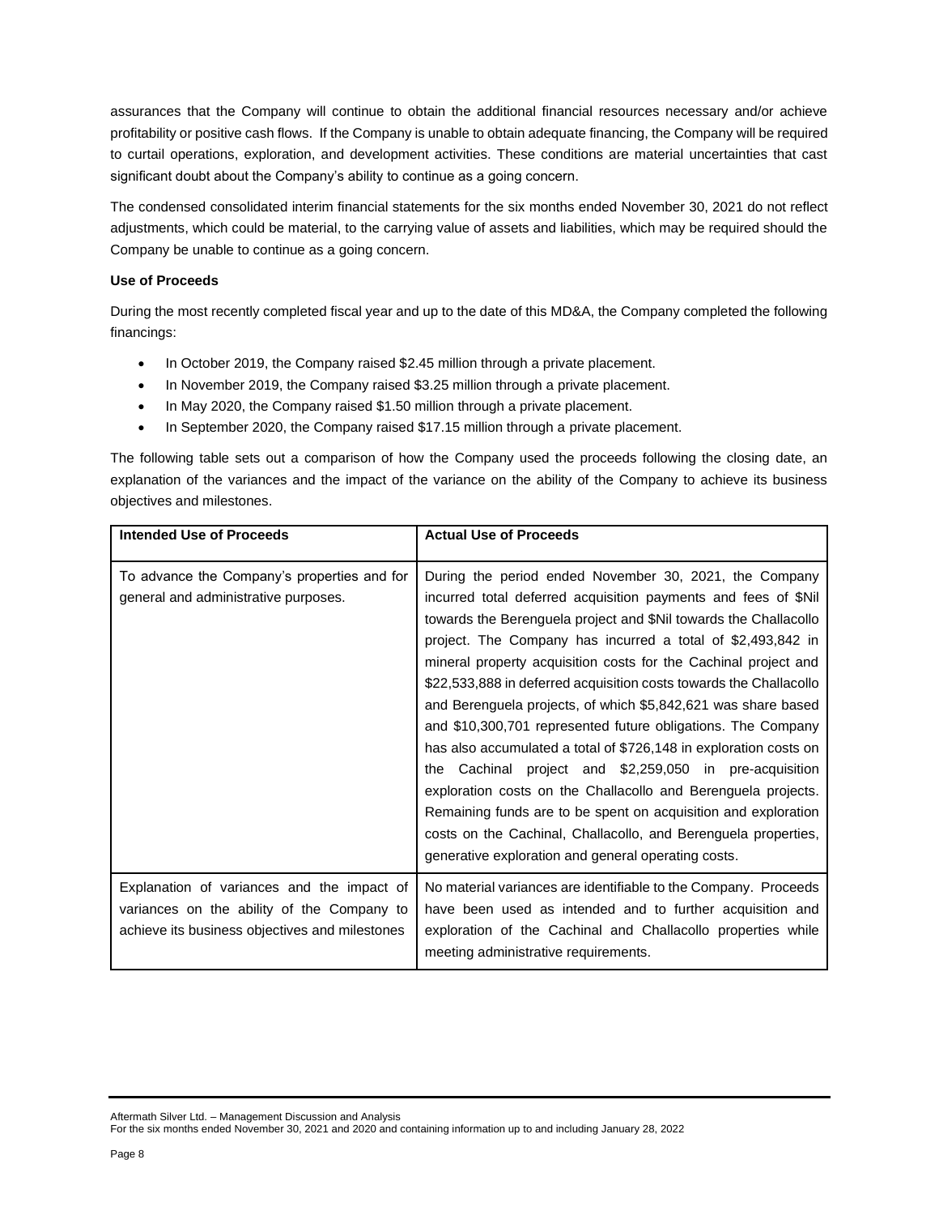assurances that the Company will continue to obtain the additional financial resources necessary and/or achieve profitability or positive cash flows. If the Company is unable to obtain adequate financing, the Company will be required to curtail operations, exploration, and development activities. These conditions are material uncertainties that cast significant doubt about the Company's ability to continue as a going concern.

The condensed consolidated interim financial statements for the six months ended November 30, 2021 do not reflect adjustments, which could be material, to the carrying value of assets and liabilities, which may be required should the Company be unable to continue as a going concern.

**Use of Proceeds**

During the most recently completed fiscal year and up to the date of this MD&A, the Company completed the following financings:

- In October 2019, the Company raised $2.45 million through a private placement.
- In November 2019, the Company raised $3.25 million through a private placement.
- In May 2020, the Company raised $1.50 million through a private placement.
- In September 2020, the Company raised $17.15 million through a private placement.

The following table sets out a comparison of how the Company used the proceeds following the closing date, an explanation of the variances and the impact of the variance on the ability of the Company to achieve its business objectives and milestones.

| Intended Use of Proceeds | Actual Use of Proceeds |
|---|---|
| To advance the Company's properties and for general and administrative purposes. | During the period ended November 30, 2021, the Company incurred total deferred acquisition payments and fees of $Nil towards the Berenguela project and $Nil towards the Challacollo project. The Company has incurred a total of $2,493,842 in mineral property acquisition costs for the Cachinal project and $22,533,888 in deferred acquisition costs towards the Challacollo and Berenguela projects, of which $5,842,621 was share based and $10,300,701 represented future obligations. The Company has also accumulated a total of $726,148 in exploration costs on the Cachinal project and $2,259,050 in pre-acquisition exploration costs on the Challacollo and Berenguela projects. Remaining funds are to be spent on acquisition and exploration costs on the Cachinal, Challacollo, and Berenguela properties, generative exploration and general operating costs. |
| Explanation of variances and the impact of variances on the ability of the Company to achieve its business objectives and milestones | No material variances are identifiable to the Company. Proceeds have been used as intended and to further acquisition and exploration of the Cachinal and Challacollo properties while meeting administrative requirements. |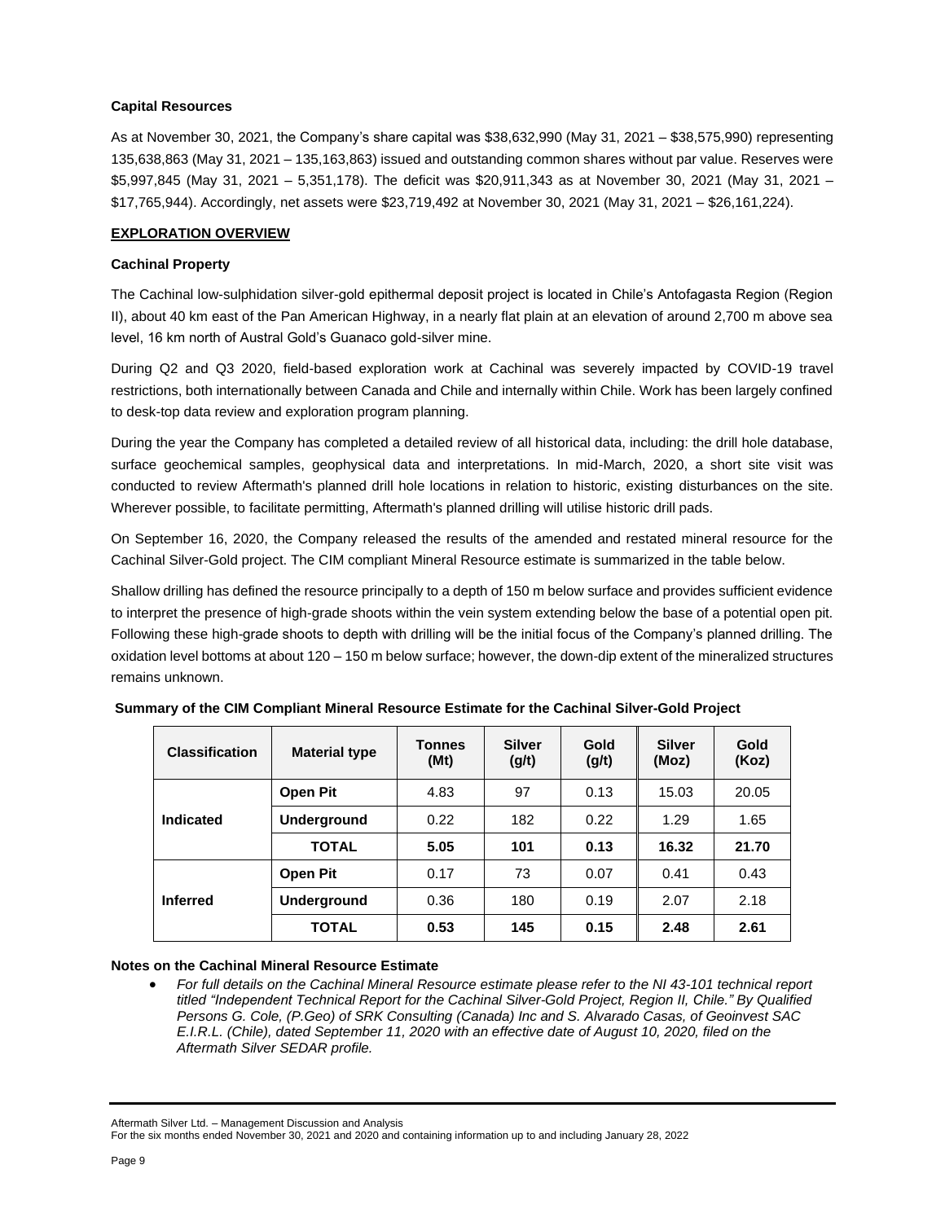**Capital Resources**

As at November 30, 2021, the Company's share capital was $38,632,990 (May 31, 2021 – $38,575,990) representing 135,638,863 (May 31, 2021 – 135,163,863) issued and outstanding common shares without par value. Reserves were $5,997,845 (May 31, 2021 – 5,351,178). The deficit was $20,911,343 as at November 30, 2021 (May 31, 2021 – $17,765,944). Accordingly, net assets were $23,719,492 at November 30, 2021 (May 31, 2021 – $26,161,224).

## EXPLORATION OVERVIEW

**Cachinal Property**

The Cachinal low-sulphidation silver-gold epithermal deposit project is located in Chile's Antofagasta Region (Region II), about 40 km east of the Pan American Highway, in a nearly flat plain at an elevation of around 2,700 m above sea level, 16 km north of Austral Gold's Guanaco gold-silver mine.

During Q2 and Q3 2020, field-based exploration work at Cachinal was severely impacted by COVID-19 travel restrictions, both internationally between Canada and Chile and internally within Chile. Work has been largely confined to desk-top data review and exploration program planning.

During the year the Company has completed a detailed review of all historical data, including: the drill hole database, surface geochemical samples, geophysical data and interpretations. In mid-March, 2020, a short site visit was conducted to review Aftermath's planned drill hole locations in relation to historic, existing disturbances on the site. Wherever possible, to facilitate permitting, Aftermath's planned drilling will utilise historic drill pads.

On September 16, 2020, the Company released the results of the amended and restated mineral resource for the Cachinal Silver-Gold project. The CIM compliant Mineral Resource estimate is summarized in the table below.

Shallow drilling has defined the resource principally to a depth of 150 m below surface and provides sufficient evidence to interpret the presence of high-grade shoots within the vein system extending below the base of a potential open pit. Following these high-grade shoots to depth with drilling will be the initial focus of the Company's planned drilling. The oxidation level bottoms at about 120 – 150 m below surface; however, the down-dip extent of the mineralized structures remains unknown.

**Summary of the CIM Compliant Mineral Resource Estimate for the Cachinal Silver-Gold Project**

| Classification | Material type | Tonnes (Mt) | Silver (g/t) | Gold (g/t) | Silver (Moz) | Gold (Koz) |
|---|---|---|---|---|---|---|
| Indicated | Open Pit | 4.83 | 97 | 0.13 | 15.03 | 20.05 |
| | Underground | 0.22 | 182 | 0.22 | 1.29 | 1.65 |
| | **TOTAL** | **5.05** | **101** | **0.13** | **16.32** | **21.70** |
| Inferred | Open Pit | 0.17 | 73 | 0.07 | 0.41 | 0.43 |
| | Underground | 0.36 | 180 | 0.19 | 2.07 | 2.18 |
| | **TOTAL** | **0.53** | **145** | **0.15** | **2.48** | **2.61** |

**Notes on the Cachinal Mineral Resource Estimate**

- *For full details on the Cachinal Mineral Resource estimate please refer to the NI 43-101 technical report titled "Independent Technical Report for the Cachinal Silver-Gold Project, Region II, Chile." By Qualified Persons G. Cole, (P.Geo) of SRK Consulting (Canada) Inc and S. Alvarado Casas, of Geoinvest SAC E.I.R.L. (Chile), dated September 11, 2020 with an effective date of August 10, 2020, filed on the Aftermath Silver SEDAR profile.*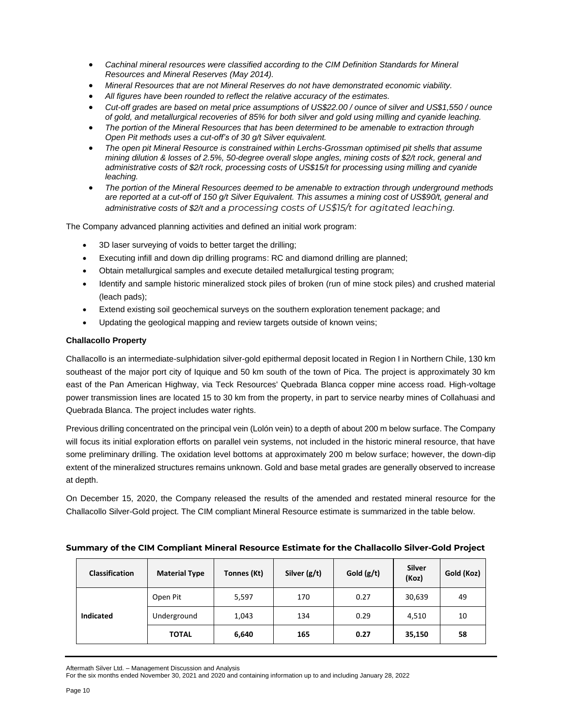- *Cachinal mineral resources were classified according to the CIM Definition Standards for Mineral Resources and Mineral Reserves (May 2014).*
- *Mineral Resources that are not Mineral Reserves do not have demonstrated economic viability.*
- *All figures have been rounded to reflect the relative accuracy of the estimates.*
- *Cut-off grades are based on metal price assumptions of US$22.00 / ounce of silver and US$1,550 / ounce of gold, and metallurgical recoveries of 85% for both silver and gold using milling and cyanide leaching.*
- *The portion of the Mineral Resources that has been determined to be amenable to extraction through Open Pit methods uses a cut-off's of 30 g/t Silver equivalent.*
- *The open pit Mineral Resource is constrained within Lerchs-Grossman optimised pit shells that assume mining dilution & losses of 2.5%, 50-degree overall slope angles, mining costs of $2/t rock, general and administrative costs of $2/t rock, processing costs of US$15/t for processing using milling and cyanide leaching.*
- *The portion of the Mineral Resources deemed to be amenable to extraction through underground methods are reported at a cut-off of 150 g/t Silver Equivalent. This assumes a mining cost of US$90/t, general and administrative costs of $2/t and a processing costs of US$15/t for agitated leaching.*

The Company advanced planning activities and defined an initial work program:

- 3D laser surveying of voids to better target the drilling;
- Executing infill and down dip drilling programs: RC and diamond drilling are planned;
- Obtain metallurgical samples and execute detailed metallurgical testing program;
- Identify and sample historic mineralized stock piles of broken (run of mine stock piles) and crushed material (leach pads);
- Extend existing soil geochemical surveys on the southern exploration tenement package; and
- Updating the geological mapping and review targets outside of known veins;

**Challacollo Property**

Challacollo is an intermediate-sulphidation silver-gold epithermal deposit located in Region I in Northern Chile, 130 km southeast of the major port city of Iquique and 50 km south of the town of Pica. The project is approximately 30 km east of the Pan American Highway, via Teck Resources' Quebrada Blanca copper mine access road. High-voltage power transmission lines are located 15 to 30 km from the property, in part to service nearby mines of Collahuasi and Quebrada Blanca. The project includes water rights.

Previous drilling concentrated on the principal vein (Lolón vein) to a depth of about 200 m below surface. The Company will focus its initial exploration efforts on parallel vein systems, not included in the historic mineral resource, that have some preliminary drilling. The oxidation level bottoms at approximately 200 m below surface; however, the down-dip extent of the mineralized structures remains unknown. Gold and base metal grades are generally observed to increase at depth.

On December 15, 2020, the Company released the results of the amended and restated mineral resource for the Challacollo Silver-Gold project. The CIM compliant Mineral Resource estimate is summarized in the table below.

**Summary of the CIM Compliant Mineral Resource Estimate for the Challacollo Silver-Gold Project**

| Classification | Material Type | Tonnes (Kt) | Silver (g/t) | Gold (g/t) | Silver (Koz) | Gold (Koz) |
|---|---|---|---|---|---|---|
| **Indicated** | Open Pit | 5,597 | 170 | 0.27 | 30,639 | 49 |
| | Underground | 1,043 | 134 | 0.29 | 4,510 | 10 |
| | **TOTAL** | **6,640** | **165** | **0.27** | **35,150** | **58** |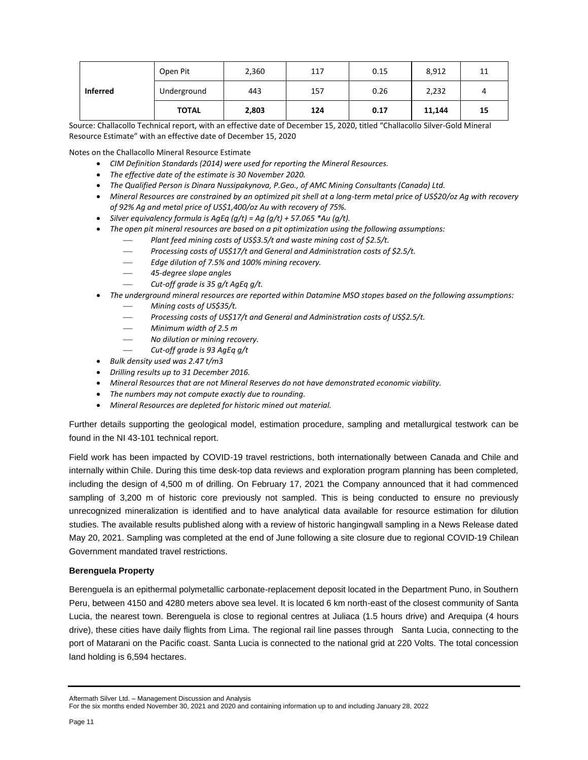| Inferred | Open Pit | 2,360 | 117 | 0.15 | 8,912 | 11 |
|---|---|---|---|---|---|---|
| | Underground | 443 | 157 | 0.26 | 2,232 | 4 |
| | **TOTAL** | **2,803** | **124** | **0.17** | **11,144** | **15** |

Source: Challacollo Technical report, with an effective date of December 15, 2020, titled "Challacollo Silver-Gold Mineral Resource Estimate" with an effective date of December 15, 2020

Notes on the Challacollo Mineral Resource Estimate

- *CIM Definition Standards (2014) were used for reporting the Mineral Resources.*
- *The effective date of the estimate is 30 November 2020.*
- *The Qualified Person is Dinara Nussipakynova, P.Geo., of AMC Mining Consultants (Canada) Ltd.*
- *Mineral Resources are constrained by an optimized pit shell at a long-term metal price of US$20/oz Ag with recovery of 92% Ag and metal price of US$1,400/oz Au with recovery of 75%.*
- *Silver equivalency formula is AgEq (g/t) = Ag (g/t) + 57.065 *Au (g/t).*
- *The open pit mineral resources are based on a pit optimization using the following assumptions:*
  - *Plant feed mining costs of US$3.5/t and waste mining cost of $2.5/t.*
  - *Processing costs of US$17/t and General and Administration costs of $2.5/t.*
  - *Edge dilution of 7.5% and 100% mining recovery.*
  - *45-degree slope angles*
  - *Cut-off grade is 35 g/t AgEq g/t.*
- *The underground mineral resources are reported within Datamine MSO stopes based on the following assumptions:*
  - *Mining costs of US$35/t.*
  - *Processing costs of US$17/t and General and Administration costs of US$2.5/t.*
  - *Minimum width of 2.5 m*
  - *No dilution or mining recovery.*
  - *Cut-off grade is 93 AgEq g/t*
- *Bulk density used was 2.47 t/m3*
- *Drilling results up to 31 December 2016.*
- *Mineral Resources that are not Mineral Reserves do not have demonstrated economic viability.*
- *The numbers may not compute exactly due to rounding.*
- *Mineral Resources are depleted for historic mined out material.*

Further details supporting the geological model, estimation procedure, sampling and metallurgical testwork can be found in the NI 43-101 technical report.

Field work has been impacted by COVID-19 travel restrictions, both internationally between Canada and Chile and internally within Chile. During this time desk-top data reviews and exploration program planning has been completed, including the design of 4,500 m of drilling. On February 17, 2021 the Company announced that it had commenced sampling of 3,200 m of historic core previously not sampled. This is being conducted to ensure no previously unrecognized mineralization is identified and to have analytical data available for resource estimation for dilution studies. The available results published along with a review of historic hangingwall sampling in a News Release dated May 20, 2021. Sampling was completed at the end of June following a site closure due to regional COVID-19 Chilean Government mandated travel restrictions.

### Berenguela Property

Berenguela is an epithermal polymetallic carbonate-replacement deposit located in the Department Puno, in Southern Peru, between 4150 and 4280 meters above sea level. It is located 6 km north-east of the closest community of Santa Lucia, the nearest town. Berenguela is close to regional centres at Juliaca (1.5 hours drive) and Arequipa (4 hours drive), these cities have daily flights from Lima. The regional rail line passes through Santa Lucia, connecting to the port of Matarani on the Pacific coast. Santa Lucia is connected to the national grid at 220 Volts. The total concession land holding is 6,594 hectares.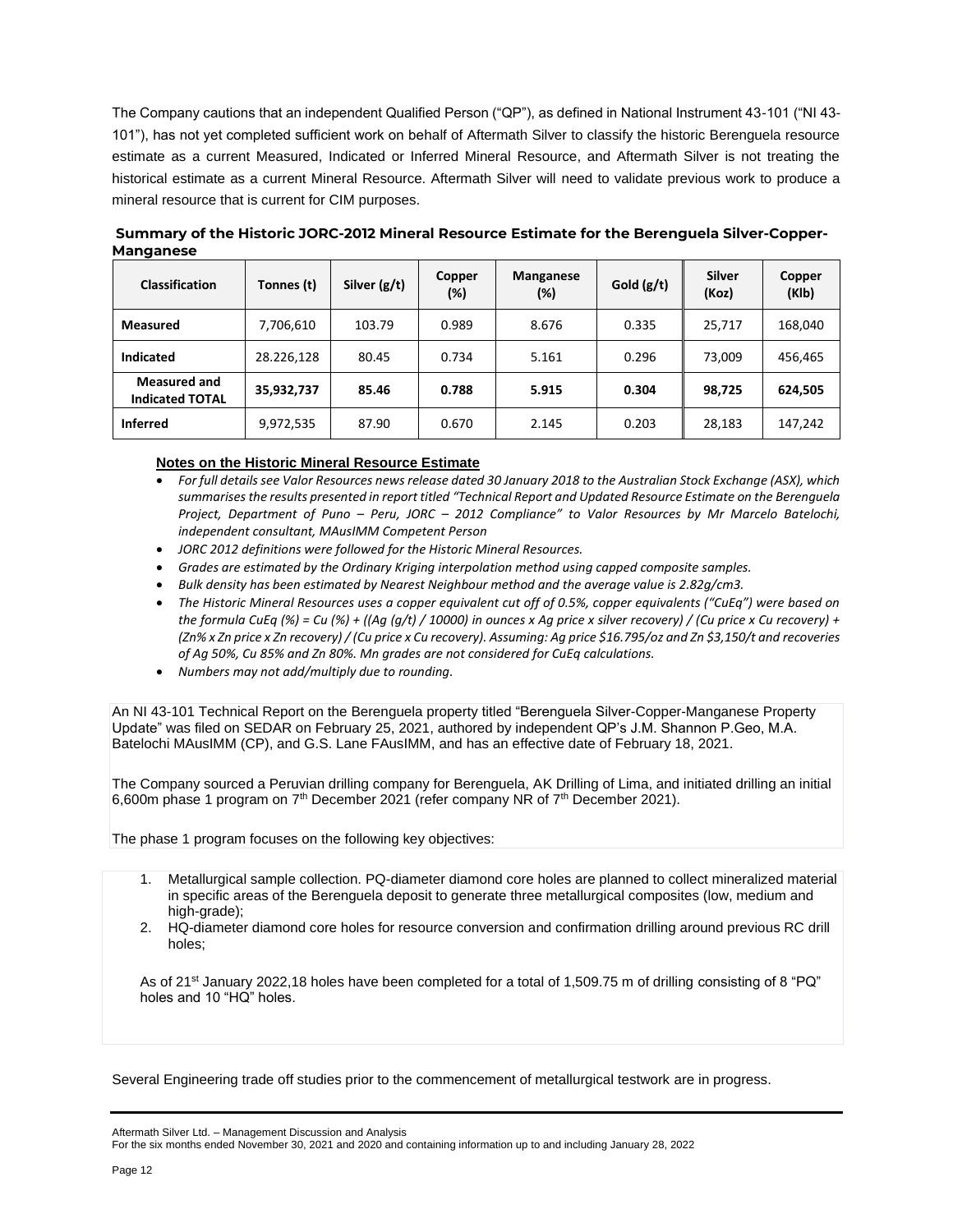The Company cautions that an independent Qualified Person ("QP"), as defined in National Instrument 43-101 ("NI 43-101"), has not yet completed sufficient work on behalf of Aftermath Silver to classify the historic Berenguela resource estimate as a current Measured, Indicated or Inferred Mineral Resource, and Aftermath Silver is not treating the historical estimate as a current Mineral Resource. Aftermath Silver will need to validate previous work to produce a mineral resource that is current for CIM purposes.

**Summary of the Historic JORC-2012 Mineral Resource Estimate for the Berenguela Silver-Copper-Manganese**

| Classification | Tonnes (t) | Silver (g/t) | Copper (%) | Manganese (%) | Gold (g/t) | Silver (Koz) | Copper (Klb) |
|---|---|---|---|---|---|---|---|
| **Measured** | 7,706,610 | 103.79 | 0.989 | 8.676 | 0.335 | 25,717 | 168,040 |
| **Indicated** | 28.226,128 | 80.45 | 0.734 | 5.161 | 0.296 | 73,009 | 456,465 |
| **Measured and Indicated TOTAL** | **35,932,737** | **85.46** | **0.788** | **5.915** | **0.304** | **98,725** | **624,505** |
| **Inferred** | 9,972,535 | 87.90 | 0.670 | 2.145 | 0.203 | 28,183 | 147,242 |

**Notes on the Historic Mineral Resource Estimate**

- *For full details see Valor Resources news release dated 30 January 2018 to the Australian Stock Exchange (ASX), which summarises the results presented in report titled "Technical Report and Updated Resource Estimate on the Berenguela Project, Department of Puno – Peru, JORC – 2012 Compliance" to Valor Resources by Mr Marcelo Batelochi, independent consultant, MAusIMM Competent Person*
- *JORC 2012 definitions were followed for the Historic Mineral Resources.*
- *Grades are estimated by the Ordinary Kriging interpolation method using capped composite samples.*
- *Bulk density has been estimated by Nearest Neighbour method and the average value is 2.82g/cm3.*
- *The Historic Mineral Resources uses a copper equivalent cut off of 0.5%, copper equivalents ("CuEq") were based on the formula CuEq (%) = Cu (%) + ((Ag (g/t) / 10000) in ounces x Ag price x silver recovery) / (Cu price x Cu recovery) + (Zn% x Zn price x Zn recovery) / (Cu price x Cu recovery). Assuming: Ag price $16.795/oz and Zn $3,150/t and recoveries of Ag 50%, Cu 85% and Zn 80%. Mn grades are not considered for CuEq calculations.*
- *Numbers may not add/multiply due to rounding.*

An NI 43-101 Technical Report on the Berenguela property titled "Berenguela Silver-Copper-Manganese Property Update" was filed on SEDAR on February 25, 2021, authored by independent QP's J.M. Shannon P.Geo, M.A. Batelochi MAusIMM (CP), and G.S. Lane FAusIMM, and has an effective date of February 18, 2021.

The Company sourced a Peruvian drilling company for Berenguela, AK Drilling of Lima, and initiated drilling an initial 6,600m phase 1 program on 7th December 2021 (refer company NR of 7th December 2021).

The phase 1 program focuses on the following key objectives:

1. Metallurgical sample collection. PQ-diameter diamond core holes are planned to collect mineralized material in specific areas of the Berenguela deposit to generate three metallurgical composites (low, medium and high-grade);
2. HQ-diameter diamond core holes for resource conversion and confirmation drilling around previous RC drill holes;

As of 21st January 2022,18 holes have been completed for a total of 1,509.75 m of drilling consisting of 8 "PQ" holes and 10 "HQ" holes.

Several Engineering trade off studies prior to the commencement of metallurgical testwork are in progress.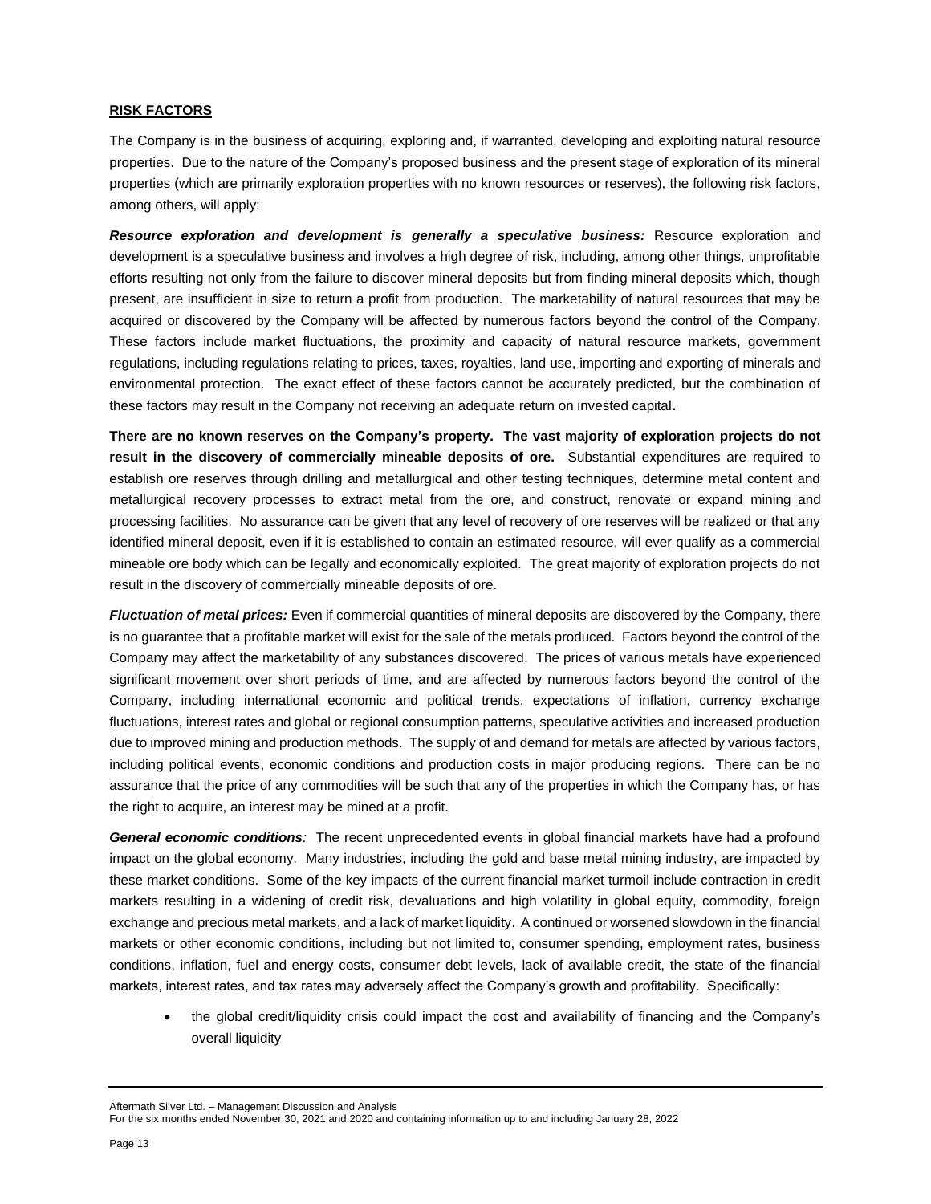## RISK FACTORS

The Company is in the business of acquiring, exploring and, if warranted, developing and exploiting natural resource properties. Due to the nature of the Company's proposed business and the present stage of exploration of its mineral properties (which are primarily exploration properties with no known resources or reserves), the following risk factors, among others, will apply:

***Resource exploration and development is generally a speculative business:*** Resource exploration and development is a speculative business and involves a high degree of risk, including, among other things, unprofitable efforts resulting not only from the failure to discover mineral deposits but from finding mineral deposits which, though present, are insufficient in size to return a profit from production. The marketability of natural resources that may be acquired or discovered by the Company will be affected by numerous factors beyond the control of the Company. These factors include market fluctuations, the proximity and capacity of natural resource markets, government regulations, including regulations relating to prices, taxes, royalties, land use, importing and exporting of minerals and environmental protection. The exact effect of these factors cannot be accurately predicted, but the combination of these factors may result in the Company not receiving an adequate return on invested capital**.**

**There are no known reserves on the Company's property. The vast majority of exploration projects do not result in the discovery of commercially mineable deposits of ore.** Substantial expenditures are required to establish ore reserves through drilling and metallurgical and other testing techniques, determine metal content and metallurgical recovery processes to extract metal from the ore, and construct, renovate or expand mining and processing facilities. No assurance can be given that any level of recovery of ore reserves will be realized or that any identified mineral deposit, even if it is established to contain an estimated resource, will ever qualify as a commercial mineable ore body which can be legally and economically exploited. The great majority of exploration projects do not result in the discovery of commercially mineable deposits of ore.

***Fluctuation of metal prices:*** Even if commercial quantities of mineral deposits are discovered by the Company, there is no guarantee that a profitable market will exist for the sale of the metals produced. Factors beyond the control of the Company may affect the marketability of any substances discovered. The prices of various metals have experienced significant movement over short periods of time, and are affected by numerous factors beyond the control of the Company, including international economic and political trends, expectations of inflation, currency exchange fluctuations, interest rates and global or regional consumption patterns, speculative activities and increased production due to improved mining and production methods. The supply of and demand for metals are affected by various factors, including political events, economic conditions and production costs in major producing regions. There can be no assurance that the price of any commodities will be such that any of the properties in which the Company has, or has the right to acquire, an interest may be mined at a profit.

***General economic conditions****:* The recent unprecedented events in global financial markets have had a profound impact on the global economy. Many industries, including the gold and base metal mining industry, are impacted by these market conditions. Some of the key impacts of the current financial market turmoil include contraction in credit markets resulting in a widening of credit risk, devaluations and high volatility in global equity, commodity, foreign exchange and precious metal markets, and a lack of market liquidity. A continued or worsened slowdown in the financial markets or other economic conditions, including but not limited to, consumer spending, employment rates, business conditions, inflation, fuel and energy costs, consumer debt levels, lack of available credit, the state of the financial markets, interest rates, and tax rates may adversely affect the Company's growth and profitability. Specifically:

- the global credit/liquidity crisis could impact the cost and availability of financing and the Company's overall liquidity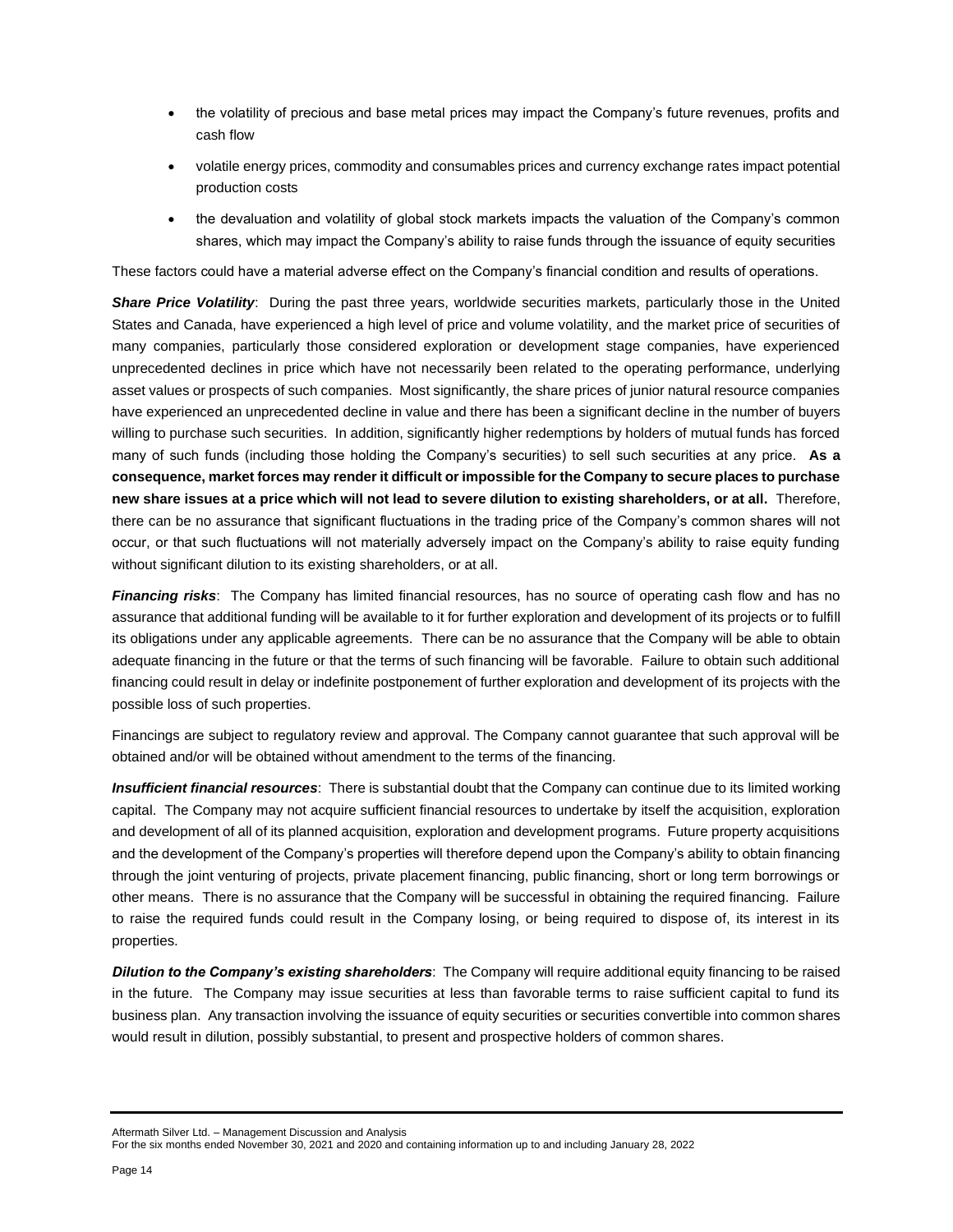- the volatility of precious and base metal prices may impact the Company's future revenues, profits and cash flow
- volatile energy prices, commodity and consumables prices and currency exchange rates impact potential production costs
- the devaluation and volatility of global stock markets impacts the valuation of the Company's common shares, which may impact the Company's ability to raise funds through the issuance of equity securities

These factors could have a material adverse effect on the Company's financial condition and results of operations.

***Share Price Volatility***: During the past three years, worldwide securities markets, particularly those in the United States and Canada, have experienced a high level of price and volume volatility, and the market price of securities of many companies, particularly those considered exploration or development stage companies, have experienced unprecedented declines in price which have not necessarily been related to the operating performance, underlying asset values or prospects of such companies. Most significantly, the share prices of junior natural resource companies have experienced an unprecedented decline in value and there has been a significant decline in the number of buyers willing to purchase such securities. In addition, significantly higher redemptions by holders of mutual funds has forced many of such funds (including those holding the Company's securities) to sell such securities at any price. **As a consequence, market forces may render it difficult or impossible for the Company to secure places to purchase new share issues at a price which will not lead to severe dilution to existing shareholders, or at all.** Therefore, there can be no assurance that significant fluctuations in the trading price of the Company's common shares will not occur, or that such fluctuations will not materially adversely impact on the Company's ability to raise equity funding without significant dilution to its existing shareholders, or at all.

***Financing risks***: The Company has limited financial resources, has no source of operating cash flow and has no assurance that additional funding will be available to it for further exploration and development of its projects or to fulfill its obligations under any applicable agreements. There can be no assurance that the Company will be able to obtain adequate financing in the future or that the terms of such financing will be favorable. Failure to obtain such additional financing could result in delay or indefinite postponement of further exploration and development of its projects with the possible loss of such properties.

Financings are subject to regulatory review and approval. The Company cannot guarantee that such approval will be obtained and/or will be obtained without amendment to the terms of the financing.

***Insufficient financial resources***: There is substantial doubt that the Company can continue due to its limited working capital. The Company may not acquire sufficient financial resources to undertake by itself the acquisition, exploration and development of all of its planned acquisition, exploration and development programs. Future property acquisitions and the development of the Company's properties will therefore depend upon the Company's ability to obtain financing through the joint venturing of projects, private placement financing, public financing, short or long term borrowings or other means. There is no assurance that the Company will be successful in obtaining the required financing. Failure to raise the required funds could result in the Company losing, or being required to dispose of, its interest in its properties.

***Dilution to the Company's existing shareholders***: The Company will require additional equity financing to be raised in the future. The Company may issue securities at less than favorable terms to raise sufficient capital to fund its business plan. Any transaction involving the issuance of equity securities or securities convertible into common shares would result in dilution, possibly substantial, to present and prospective holders of common shares.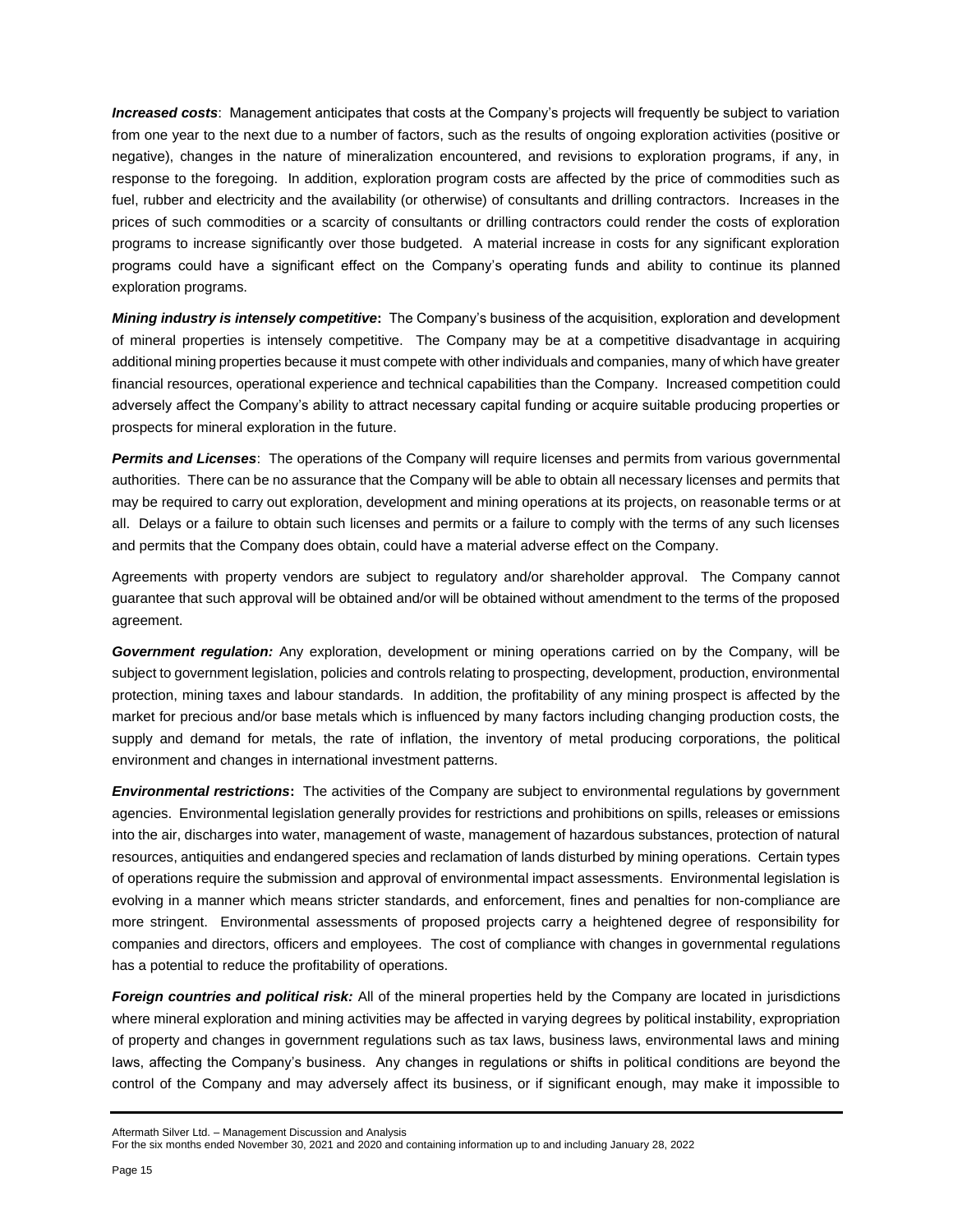***Increased costs***: Management anticipates that costs at the Company's projects will frequently be subject to variation from one year to the next due to a number of factors, such as the results of ongoing exploration activities (positive or negative), changes in the nature of mineralization encountered, and revisions to exploration programs, if any, in response to the foregoing. In addition, exploration program costs are affected by the price of commodities such as fuel, rubber and electricity and the availability (or otherwise) of consultants and drilling contractors. Increases in the prices of such commodities or a scarcity of consultants or drilling contractors could render the costs of exploration programs to increase significantly over those budgeted. A material increase in costs for any significant exploration programs could have a significant effect on the Company's operating funds and ability to continue its planned exploration programs.

***Mining industry is intensely competitive*:** The Company's business of the acquisition, exploration and development of mineral properties is intensely competitive. The Company may be at a competitive disadvantage in acquiring additional mining properties because it must compete with other individuals and companies, many of which have greater financial resources, operational experience and technical capabilities than the Company. Increased competition could adversely affect the Company's ability to attract necessary capital funding or acquire suitable producing properties or prospects for mineral exploration in the future.

***Permits and Licenses***: The operations of the Company will require licenses and permits from various governmental authorities. There can be no assurance that the Company will be able to obtain all necessary licenses and permits that may be required to carry out exploration, development and mining operations at its projects, on reasonable terms or at all. Delays or a failure to obtain such licenses and permits or a failure to comply with the terms of any such licenses and permits that the Company does obtain, could have a material adverse effect on the Company.

Agreements with property vendors are subject to regulatory and/or shareholder approval. The Company cannot guarantee that such approval will be obtained and/or will be obtained without amendment to the terms of the proposed agreement.

***Government regulation:*** Any exploration, development or mining operations carried on by the Company, will be subject to government legislation, policies and controls relating to prospecting, development, production, environmental protection, mining taxes and labour standards. In addition, the profitability of any mining prospect is affected by the market for precious and/or base metals which is influenced by many factors including changing production costs, the supply and demand for metals, the rate of inflation, the inventory of metal producing corporations, the political environment and changes in international investment patterns.

***Environmental restrictions*:** The activities of the Company are subject to environmental regulations by government agencies. Environmental legislation generally provides for restrictions and prohibitions on spills, releases or emissions into the air, discharges into water, management of waste, management of hazardous substances, protection of natural resources, antiquities and endangered species and reclamation of lands disturbed by mining operations. Certain types of operations require the submission and approval of environmental impact assessments. Environmental legislation is evolving in a manner which means stricter standards, and enforcement, fines and penalties for non-compliance are more stringent. Environmental assessments of proposed projects carry a heightened degree of responsibility for companies and directors, officers and employees. The cost of compliance with changes in governmental regulations has a potential to reduce the profitability of operations.

***Foreign countries and political risk:*** All of the mineral properties held by the Company are located in jurisdictions where mineral exploration and mining activities may be affected in varying degrees by political instability, expropriation of property and changes in government regulations such as tax laws, business laws, environmental laws and mining laws, affecting the Company's business. Any changes in regulations or shifts in political conditions are beyond the control of the Company and may adversely affect its business, or if significant enough, may make it impossible to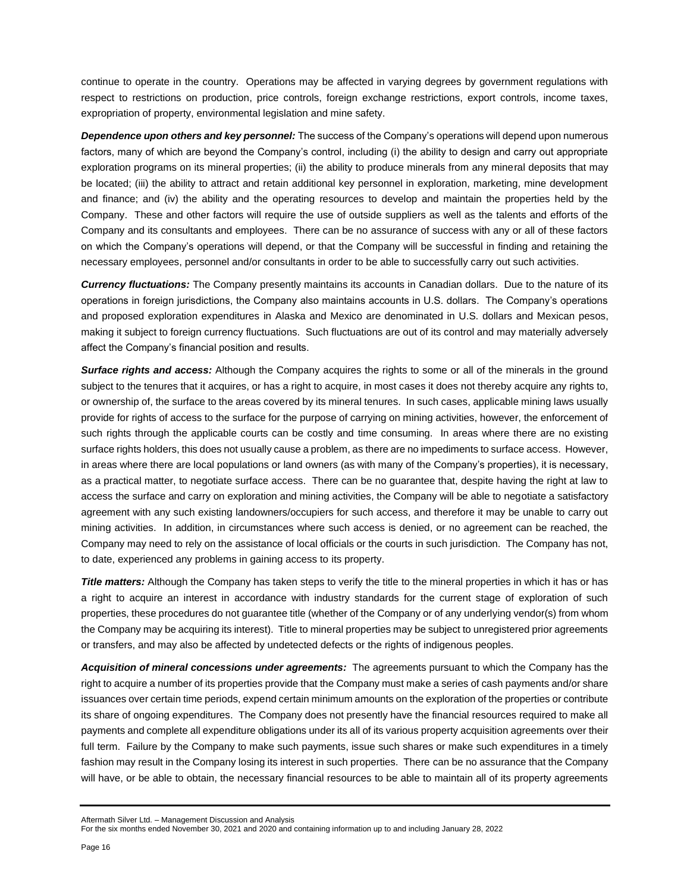continue to operate in the country. Operations may be affected in varying degrees by government regulations with respect to restrictions on production, price controls, foreign exchange restrictions, export controls, income taxes, expropriation of property, environmental legislation and mine safety.

***Dependence upon others and key personnel:*** The success of the Company's operations will depend upon numerous factors, many of which are beyond the Company's control, including (i) the ability to design and carry out appropriate exploration programs on its mineral properties; (ii) the ability to produce minerals from any mineral deposits that may be located; (iii) the ability to attract and retain additional key personnel in exploration, marketing, mine development and finance; and (iv) the ability and the operating resources to develop and maintain the properties held by the Company. These and other factors will require the use of outside suppliers as well as the talents and efforts of the Company and its consultants and employees. There can be no assurance of success with any or all of these factors on which the Company's operations will depend, or that the Company will be successful in finding and retaining the necessary employees, personnel and/or consultants in order to be able to successfully carry out such activities.

***Currency fluctuations:*** The Company presently maintains its accounts in Canadian dollars. Due to the nature of its operations in foreign jurisdictions, the Company also maintains accounts in U.S. dollars. The Company's operations and proposed exploration expenditures in Alaska and Mexico are denominated in U.S. dollars and Mexican pesos, making it subject to foreign currency fluctuations. Such fluctuations are out of its control and may materially adversely affect the Company's financial position and results.

***Surface rights and access:*** Although the Company acquires the rights to some or all of the minerals in the ground subject to the tenures that it acquires, or has a right to acquire, in most cases it does not thereby acquire any rights to, or ownership of, the surface to the areas covered by its mineral tenures. In such cases, applicable mining laws usually provide for rights of access to the surface for the purpose of carrying on mining activities, however, the enforcement of such rights through the applicable courts can be costly and time consuming. In areas where there are no existing surface rights holders, this does not usually cause a problem, as there are no impediments to surface access. However, in areas where there are local populations or land owners (as with many of the Company's properties), it is necessary, as a practical matter, to negotiate surface access. There can be no guarantee that, despite having the right at law to access the surface and carry on exploration and mining activities, the Company will be able to negotiate a satisfactory agreement with any such existing landowners/occupiers for such access, and therefore it may be unable to carry out mining activities. In addition, in circumstances where such access is denied, or no agreement can be reached, the Company may need to rely on the assistance of local officials or the courts in such jurisdiction. The Company has not, to date, experienced any problems in gaining access to its property.

***Title matters:*** Although the Company has taken steps to verify the title to the mineral properties in which it has or has a right to acquire an interest in accordance with industry standards for the current stage of exploration of such properties, these procedures do not guarantee title (whether of the Company or of any underlying vendor(s) from whom the Company may be acquiring its interest). Title to mineral properties may be subject to unregistered prior agreements or transfers, and may also be affected by undetected defects or the rights of indigenous peoples.

***Acquisition of mineral concessions under agreements:*** The agreements pursuant to which the Company has the right to acquire a number of its properties provide that the Company must make a series of cash payments and/or share issuances over certain time periods, expend certain minimum amounts on the exploration of the properties or contribute its share of ongoing expenditures. The Company does not presently have the financial resources required to make all payments and complete all expenditure obligations under its all of its various property acquisition agreements over their full term. Failure by the Company to make such payments, issue such shares or make such expenditures in a timely fashion may result in the Company losing its interest in such properties. There can be no assurance that the Company will have, or be able to obtain, the necessary financial resources to be able to maintain all of its property agreements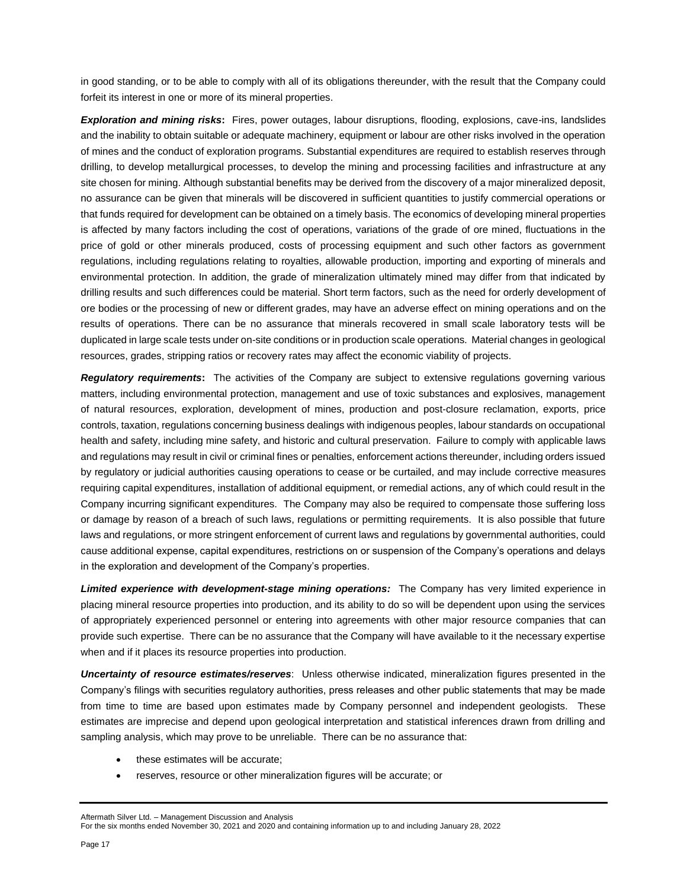in good standing, or to be able to comply with all of its obligations thereunder, with the result that the Company could forfeit its interest in one or more of its mineral properties.

***Exploration and mining risks*:** Fires, power outages, labour disruptions, flooding, explosions, cave-ins, landslides and the inability to obtain suitable or adequate machinery, equipment or labour are other risks involved in the operation of mines and the conduct of exploration programs. Substantial expenditures are required to establish reserves through drilling, to develop metallurgical processes, to develop the mining and processing facilities and infrastructure at any site chosen for mining. Although substantial benefits may be derived from the discovery of a major mineralized deposit, no assurance can be given that minerals will be discovered in sufficient quantities to justify commercial operations or that funds required for development can be obtained on a timely basis. The economics of developing mineral properties is affected by many factors including the cost of operations, variations of the grade of ore mined, fluctuations in the price of gold or other minerals produced, costs of processing equipment and such other factors as government regulations, including regulations relating to royalties, allowable production, importing and exporting of minerals and environmental protection. In addition, the grade of mineralization ultimately mined may differ from that indicated by drilling results and such differences could be material. Short term factors, such as the need for orderly development of ore bodies or the processing of new or different grades, may have an adverse effect on mining operations and on the results of operations. There can be no assurance that minerals recovered in small scale laboratory tests will be duplicated in large scale tests under on-site conditions or in production scale operations. Material changes in geological resources, grades, stripping ratios or recovery rates may affect the economic viability of projects.

***Regulatory requirements*:** The activities of the Company are subject to extensive regulations governing various matters, including environmental protection, management and use of toxic substances and explosives, management of natural resources, exploration, development of mines, production and post-closure reclamation, exports, price controls, taxation, regulations concerning business dealings with indigenous peoples, labour standards on occupational health and safety, including mine safety, and historic and cultural preservation. Failure to comply with applicable laws and regulations may result in civil or criminal fines or penalties, enforcement actions thereunder, including orders issued by regulatory or judicial authorities causing operations to cease or be curtailed, and may include corrective measures requiring capital expenditures, installation of additional equipment, or remedial actions, any of which could result in the Company incurring significant expenditures. The Company may also be required to compensate those suffering loss or damage by reason of a breach of such laws, regulations or permitting requirements. It is also possible that future laws and regulations, or more stringent enforcement of current laws and regulations by governmental authorities, could cause additional expense, capital expenditures, restrictions on or suspension of the Company's operations and delays in the exploration and development of the Company's properties.

***Limited experience with development-stage mining operations:*** The Company has very limited experience in placing mineral resource properties into production, and its ability to do so will be dependent upon using the services of appropriately experienced personnel or entering into agreements with other major resource companies that can provide such expertise. There can be no assurance that the Company will have available to it the necessary expertise when and if it places its resource properties into production.

***Uncertainty of resource estimates/reserves***: Unless otherwise indicated, mineralization figures presented in the Company's filings with securities regulatory authorities, press releases and other public statements that may be made from time to time are based upon estimates made by Company personnel and independent geologists. These estimates are imprecise and depend upon geological interpretation and statistical inferences drawn from drilling and sampling analysis, which may prove to be unreliable. There can be no assurance that:

- these estimates will be accurate;
- reserves, resource or other mineralization figures will be accurate; or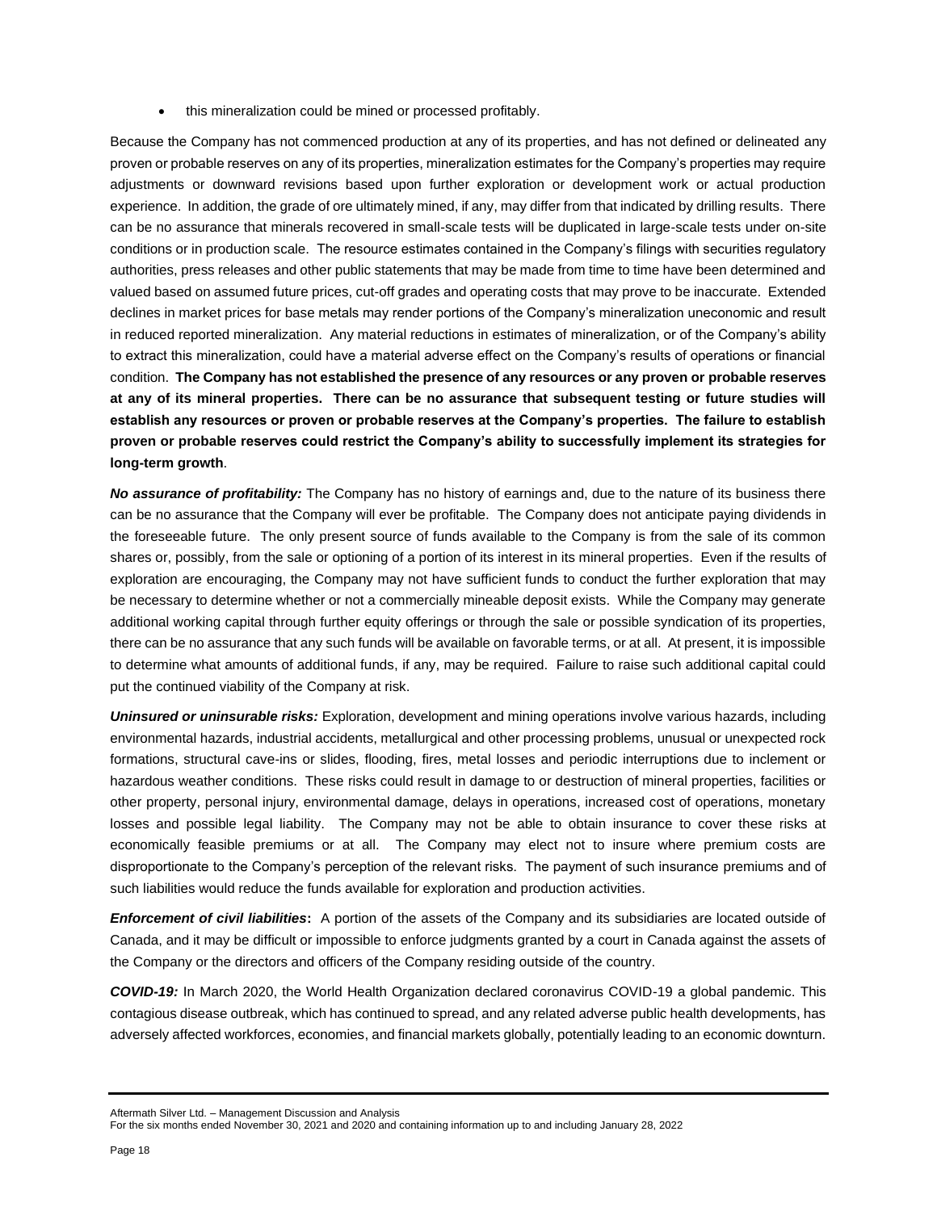- this mineralization could be mined or processed profitably.

Because the Company has not commenced production at any of its properties, and has not defined or delineated any proven or probable reserves on any of its properties, mineralization estimates for the Company's properties may require adjustments or downward revisions based upon further exploration or development work or actual production experience. In addition, the grade of ore ultimately mined, if any, may differ from that indicated by drilling results. There can be no assurance that minerals recovered in small-scale tests will be duplicated in large-scale tests under on-site conditions or in production scale. The resource estimates contained in the Company's filings with securities regulatory authorities, press releases and other public statements that may be made from time to time have been determined and valued based on assumed future prices, cut-off grades and operating costs that may prove to be inaccurate. Extended declines in market prices for base metals may render portions of the Company's mineralization uneconomic and result in reduced reported mineralization. Any material reductions in estimates of mineralization, or of the Company's ability to extract this mineralization, could have a material adverse effect on the Company's results of operations or financial condition. **The Company has not established the presence of any resources or any proven or probable reserves at any of its mineral properties. There can be no assurance that subsequent testing or future studies will establish any resources or proven or probable reserves at the Company's properties. The failure to establish proven or probable reserves could restrict the Company's ability to successfully implement its strategies for long-term growth**.

***No assurance of profitability:*** The Company has no history of earnings and, due to the nature of its business there can be no assurance that the Company will ever be profitable. The Company does not anticipate paying dividends in the foreseeable future. The only present source of funds available to the Company is from the sale of its common shares or, possibly, from the sale or optioning of a portion of its interest in its mineral properties. Even if the results of exploration are encouraging, the Company may not have sufficient funds to conduct the further exploration that may be necessary to determine whether or not a commercially mineable deposit exists. While the Company may generate additional working capital through further equity offerings or through the sale or possible syndication of its properties, there can be no assurance that any such funds will be available on favorable terms, or at all. At present, it is impossible to determine what amounts of additional funds, if any, may be required. Failure to raise such additional capital could put the continued viability of the Company at risk.

***Uninsured or uninsurable risks:*** Exploration, development and mining operations involve various hazards, including environmental hazards, industrial accidents, metallurgical and other processing problems, unusual or unexpected rock formations, structural cave-ins or slides, flooding, fires, metal losses and periodic interruptions due to inclement or hazardous weather conditions. These risks could result in damage to or destruction of mineral properties, facilities or other property, personal injury, environmental damage, delays in operations, increased cost of operations, monetary losses and possible legal liability. The Company may not be able to obtain insurance to cover these risks at economically feasible premiums or at all. The Company may elect not to insure where premium costs are disproportionate to the Company's perception of the relevant risks. The payment of such insurance premiums and of such liabilities would reduce the funds available for exploration and production activities.

***Enforcement of civil liabilities*:** A portion of the assets of the Company and its subsidiaries are located outside of Canada, and it may be difficult or impossible to enforce judgments granted by a court in Canada against the assets of the Company or the directors and officers of the Company residing outside of the country.

***COVID-19:*** In March 2020, the World Health Organization declared coronavirus COVID-19 a global pandemic. This contagious disease outbreak, which has continued to spread, and any related adverse public health developments, has adversely affected workforces, economies, and financial markets globally, potentially leading to an economic downturn.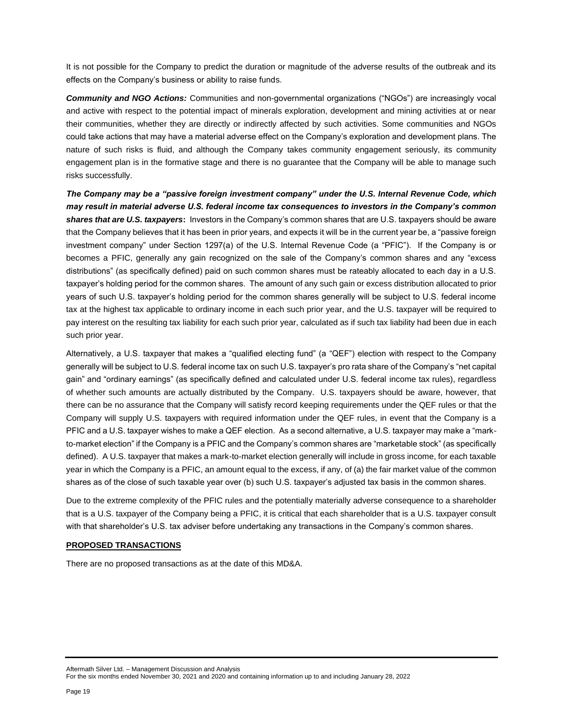It is not possible for the Company to predict the duration or magnitude of the adverse results of the outbreak and its effects on the Company's business or ability to raise funds.

***Community and NGO Actions:*** Communities and non-governmental organizations ("NGOs") are increasingly vocal and active with respect to the potential impact of minerals exploration, development and mining activities at or near their communities, whether they are directly or indirectly affected by such activities. Some communities and NGOs could take actions that may have a material adverse effect on the Company's exploration and development plans. The nature of such risks is fluid, and although the Company takes community engagement seriously, its community engagement plan is in the formative stage and there is no guarantee that the Company will be able to manage such risks successfully.

***The Company may be a "passive foreign investment company" under the U.S. Internal Revenue Code, which may result in material adverse U.S. federal income tax consequences to investors in the Company's common shares that are U.S. taxpayers*:** Investors in the Company's common shares that are U.S. taxpayers should be aware that the Company believes that it has been in prior years, and expects it will be in the current year be, a "passive foreign investment company" under Section 1297(a) of the U.S. Internal Revenue Code (a "PFIC"). If the Company is or becomes a PFIC, generally any gain recognized on the sale of the Company's common shares and any "excess distributions" (as specifically defined) paid on such common shares must be rateably allocated to each day in a U.S. taxpayer's holding period for the common shares. The amount of any such gain or excess distribution allocated to prior years of such U.S. taxpayer's holding period for the common shares generally will be subject to U.S. federal income tax at the highest tax applicable to ordinary income in each such prior year, and the U.S. taxpayer will be required to pay interest on the resulting tax liability for each such prior year, calculated as if such tax liability had been due in each such prior year.

Alternatively, a U.S. taxpayer that makes a "qualified electing fund" (a "QEF") election with respect to the Company generally will be subject to U.S. federal income tax on such U.S. taxpayer's pro rata share of the Company's "net capital gain" and "ordinary earnings" (as specifically defined and calculated under U.S. federal income tax rules), regardless of whether such amounts are actually distributed by the Company. U.S. taxpayers should be aware, however, that there can be no assurance that the Company will satisfy record keeping requirements under the QEF rules or that the Company will supply U.S. taxpayers with required information under the QEF rules, in event that the Company is a PFIC and a U.S. taxpayer wishes to make a QEF election. As a second alternative, a U.S. taxpayer may make a "mark-to-market election" if the Company is a PFIC and the Company's common shares are "marketable stock" (as specifically defined). A U.S. taxpayer that makes a mark-to-market election generally will include in gross income, for each taxable year in which the Company is a PFIC, an amount equal to the excess, if any, of (a) the fair market value of the common shares as of the close of such taxable year over (b) such U.S. taxpayer's adjusted tax basis in the common shares.

Due to the extreme complexity of the PFIC rules and the potentially materially adverse consequence to a shareholder that is a U.S. taxpayer of the Company being a PFIC, it is critical that each shareholder that is a U.S. taxpayer consult with that shareholder's U.S. tax adviser before undertaking any transactions in the Company's common shares.

## PROPOSED TRANSACTIONS

There are no proposed transactions as at the date of this MD&A.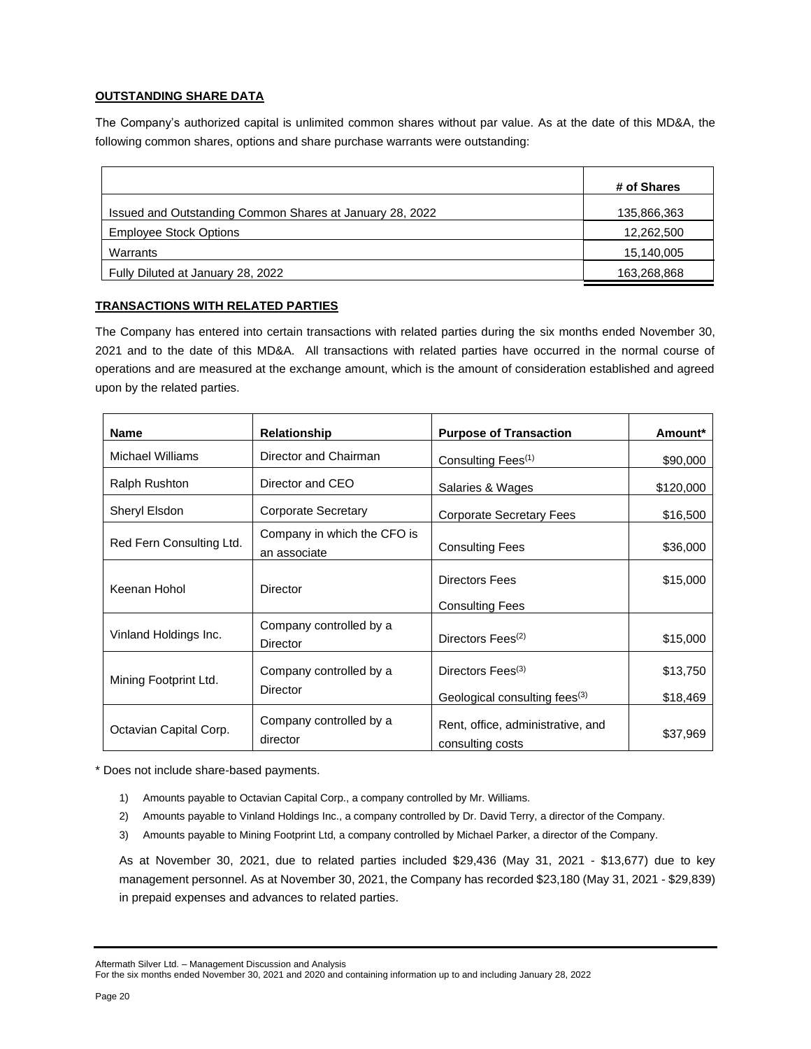## OUTSTANDING SHARE DATA

The Company's authorized capital is unlimited common shares without par value. As at the date of this MD&A, the following common shares, options and share purchase warrants were outstanding:

| | # of Shares |
|---|---|
| Issued and Outstanding Common Shares at January 28, 2022 | 135,866,363 |
| Employee Stock Options | 12,262,500 |
| Warrants | 15,140,005 |
| Fully Diluted at January 28, 2022 | 163,268,868 |

## TRANSACTIONS WITH RELATED PARTIES

The Company has entered into certain transactions with related parties during the six months ended November 30, 2021 and to the date of this MD&A. All transactions with related parties have occurred in the normal course of operations and are measured at the exchange amount, which is the amount of consideration established and agreed upon by the related parties.

| Name | Relationship | Purpose of Transaction | Amount* |
|---|---|---|---|
| Michael Williams | Director and Chairman | Consulting Fees(1) | $90,000 |
| Ralph Rushton | Director and CEO | Salaries & Wages | $120,000 |
| Sheryl Elsdon | Corporate Secretary | Corporate Secretary Fees | $16,500 |
| Red Fern Consulting Ltd. | Company in which the CFO is an associate | Consulting Fees | $36,000 |
| Keenan Hohol | Director | Directors Fees<br>Consulting Fees | $15,000 |
| Vinland Holdings Inc. | Company controlled by a Director | Directors Fees(2) | $15,000 |
| Mining Footprint Ltd. | Company controlled by a Director | Directors Fees(3)<br>Geological consulting fees(3) | $13,750<br>$18,469 |
| Octavian Capital Corp. | Company controlled by a director | Rent, office, administrative, and consulting costs | $37,969 |

\* Does not include share-based payments.

1) Amounts payable to Octavian Capital Corp., a company controlled by Mr. Williams.
2) Amounts payable to Vinland Holdings Inc., a company controlled by Dr. David Terry, a director of the Company.
3) Amounts payable to Mining Footprint Ltd, a company controlled by Michael Parker, a director of the Company.

As at November 30, 2021, due to related parties included $29,436 (May 31, 2021 - $13,677) due to key management personnel. As at November 30, 2021, the Company has recorded $23,180 (May 31, 2021 - $29,839) in prepaid expenses and advances to related parties.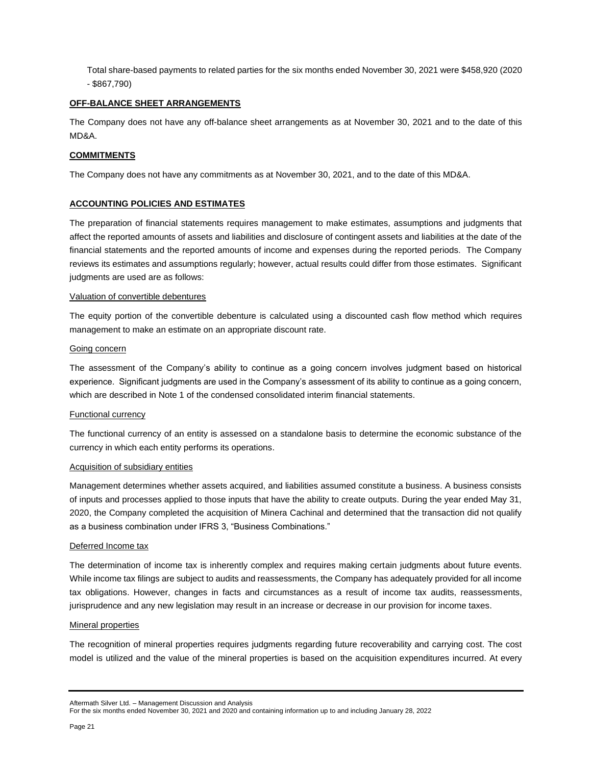Total share-based payments to related parties for the six months ended November 30, 2021 were $458,920 (2020 - $867,790)

## OFF-BALANCE SHEET ARRANGEMENTS

The Company does not have any off-balance sheet arrangements as at November 30, 2021 and to the date of this MD&A.

## COMMITMENTS

The Company does not have any commitments as at November 30, 2021, and to the date of this MD&A.

## ACCOUNTING POLICIES AND ESTIMATES

The preparation of financial statements requires management to make estimates, assumptions and judgments that affect the reported amounts of assets and liabilities and disclosure of contingent assets and liabilities at the date of the financial statements and the reported amounts of income and expenses during the reported periods. The Company reviews its estimates and assumptions regularly; however, actual results could differ from those estimates. Significant judgments are used are as follows:

### Valuation of convertible debentures

The equity portion of the convertible debenture is calculated using a discounted cash flow method which requires management to make an estimate on an appropriate discount rate.

### Going concern

The assessment of the Company's ability to continue as a going concern involves judgment based on historical experience. Significant judgments are used in the Company's assessment of its ability to continue as a going concern, which are described in Note 1 of the condensed consolidated interim financial statements.

### Functional currency

The functional currency of an entity is assessed on a standalone basis to determine the economic substance of the currency in which each entity performs its operations.

### Acquisition of subsidiary entities

Management determines whether assets acquired, and liabilities assumed constitute a business. A business consists of inputs and processes applied to those inputs that have the ability to create outputs. During the year ended May 31, 2020, the Company completed the acquisition of Minera Cachinal and determined that the transaction did not qualify as a business combination under IFRS 3, "Business Combinations."

### Deferred Income tax

The determination of income tax is inherently complex and requires making certain judgments about future events. While income tax filings are subject to audits and reassessments, the Company has adequately provided for all income tax obligations. However, changes in facts and circumstances as a result of income tax audits, reassessments, jurisprudence and any new legislation may result in an increase or decrease in our provision for income taxes.

### Mineral properties

The recognition of mineral properties requires judgments regarding future recoverability and carrying cost. The cost model is utilized and the value of the mineral properties is based on the acquisition expenditures incurred. At every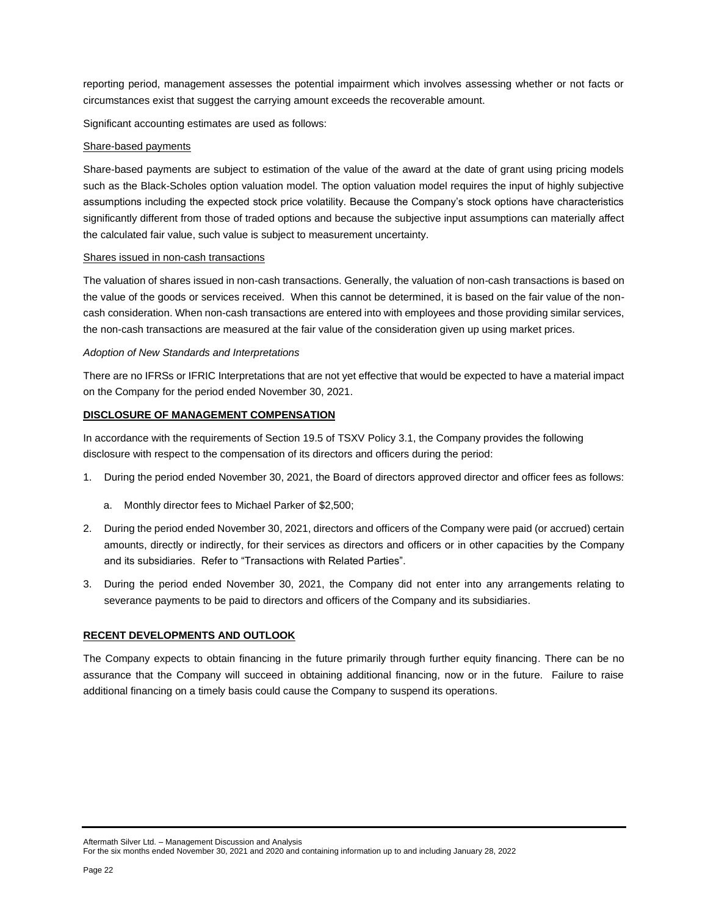reporting period, management assesses the potential impairment which involves assessing whether or not facts or circumstances exist that suggest the carrying amount exceeds the recoverable amount.

Significant accounting estimates are used as follows:

Share-based payments

Share-based payments are subject to estimation of the value of the award at the date of grant using pricing models such as the Black-Scholes option valuation model. The option valuation model requires the input of highly subjective assumptions including the expected stock price volatility. Because the Company's stock options have characteristics significantly different from those of traded options and because the subjective input assumptions can materially affect the calculated fair value, such value is subject to measurement uncertainty.

Shares issued in non-cash transactions

The valuation of shares issued in non-cash transactions. Generally, the valuation of non-cash transactions is based on the value of the goods or services received. When this cannot be determined, it is based on the fair value of the non-cash consideration. When non-cash transactions are entered into with employees and those providing similar services, the non-cash transactions are measured at the fair value of the consideration given up using market prices.

*Adoption of New Standards and Interpretations*

There are no IFRSs or IFRIC Interpretations that are not yet effective that would be expected to have a material impact on the Company for the period ended November 30, 2021.

## DISCLOSURE OF MANAGEMENT COMPENSATION

In accordance with the requirements of Section 19.5 of TSXV Policy 3.1, the Company provides the following disclosure with respect to the compensation of its directors and officers during the period:

1. During the period ended November 30, 2021, the Board of directors approved director and officer fees as follows:
    a. Monthly director fees to Michael Parker of $2,500;
2. During the period ended November 30, 2021, directors and officers of the Company were paid (or accrued) certain amounts, directly or indirectly, for their services as directors and officers or in other capacities by the Company and its subsidiaries. Refer to "Transactions with Related Parties".
3. During the period ended November 30, 2021, the Company did not enter into any arrangements relating to severance payments to be paid to directors and officers of the Company and its subsidiaries.

## RECENT DEVELOPMENTS AND OUTLOOK

The Company expects to obtain financing in the future primarily through further equity financing. There can be no assurance that the Company will succeed in obtaining additional financing, now or in the future. Failure to raise additional financing on a timely basis could cause the Company to suspend its operations.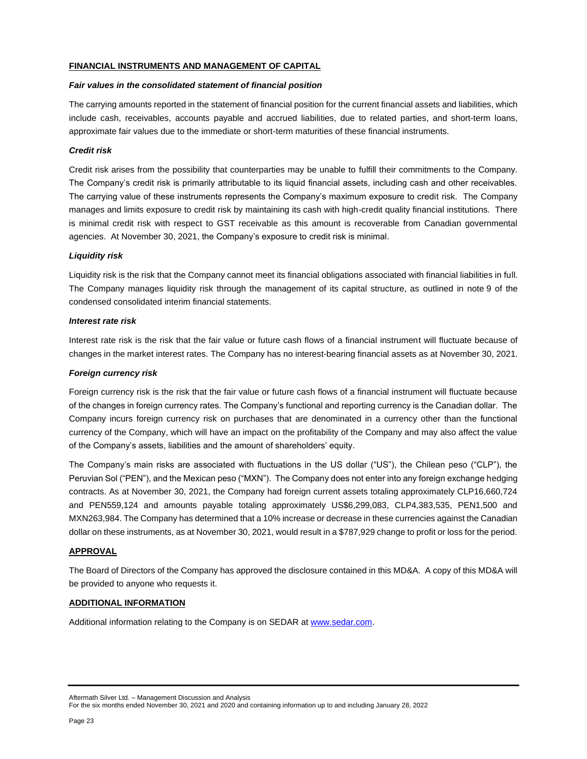## FINANCIAL INSTRUMENTS AND MANAGEMENT OF CAPITAL

### *Fair values in the consolidated statement of financial position*

The carrying amounts reported in the statement of financial position for the current financial assets and liabilities, which include cash, receivables, accounts payable and accrued liabilities, due to related parties, and short-term loans, approximate fair values due to the immediate or short-term maturities of these financial instruments.

### *Credit risk*

Credit risk arises from the possibility that counterparties may be unable to fulfill their commitments to the Company. The Company's credit risk is primarily attributable to its liquid financial assets, including cash and other receivables. The carrying value of these instruments represents the Company's maximum exposure to credit risk. The Company manages and limits exposure to credit risk by maintaining its cash with high-credit quality financial institutions. There is minimal credit risk with respect to GST receivable as this amount is recoverable from Canadian governmental agencies. At November 30, 2021, the Company's exposure to credit risk is minimal.

### *Liquidity risk*

Liquidity risk is the risk that the Company cannot meet its financial obligations associated with financial liabilities in full. The Company manages liquidity risk through the management of its capital structure, as outlined in note 9 of the condensed consolidated interim financial statements.

### *Interest rate risk*

Interest rate risk is the risk that the fair value or future cash flows of a financial instrument will fluctuate because of changes in the market interest rates. The Company has no interest-bearing financial assets as at November 30, 2021.

### *Foreign currency risk*

Foreign currency risk is the risk that the fair value or future cash flows of a financial instrument will fluctuate because of the changes in foreign currency rates. The Company's functional and reporting currency is the Canadian dollar. The Company incurs foreign currency risk on purchases that are denominated in a currency other than the functional currency of the Company, which will have an impact on the profitability of the Company and may also affect the value of the Company's assets, liabilities and the amount of shareholders' equity.

The Company's main risks are associated with fluctuations in the US dollar ("US"), the Chilean peso ("CLP"), the Peruvian Sol ("PEN"), and the Mexican peso ("MXN"). The Company does not enter into any foreign exchange hedging contracts. As at November 30, 2021, the Company had foreign current assets totaling approximately CLP16,660,724 and PEN559,124 and amounts payable totaling approximately US$6,299,083, CLP4,383,535, PEN1,500 and MXN263,984. The Company has determined that a 10% increase or decrease in these currencies against the Canadian dollar on these instruments, as at November 30, 2021, would result in a $787,929 change to profit or loss for the period.

## APPROVAL

The Board of Directors of the Company has approved the disclosure contained in this MD&A. A copy of this MD&A will be provided to anyone who requests it.

## ADDITIONAL INFORMATION

Additional information relating to the Company is on SEDAR at www.sedar.com.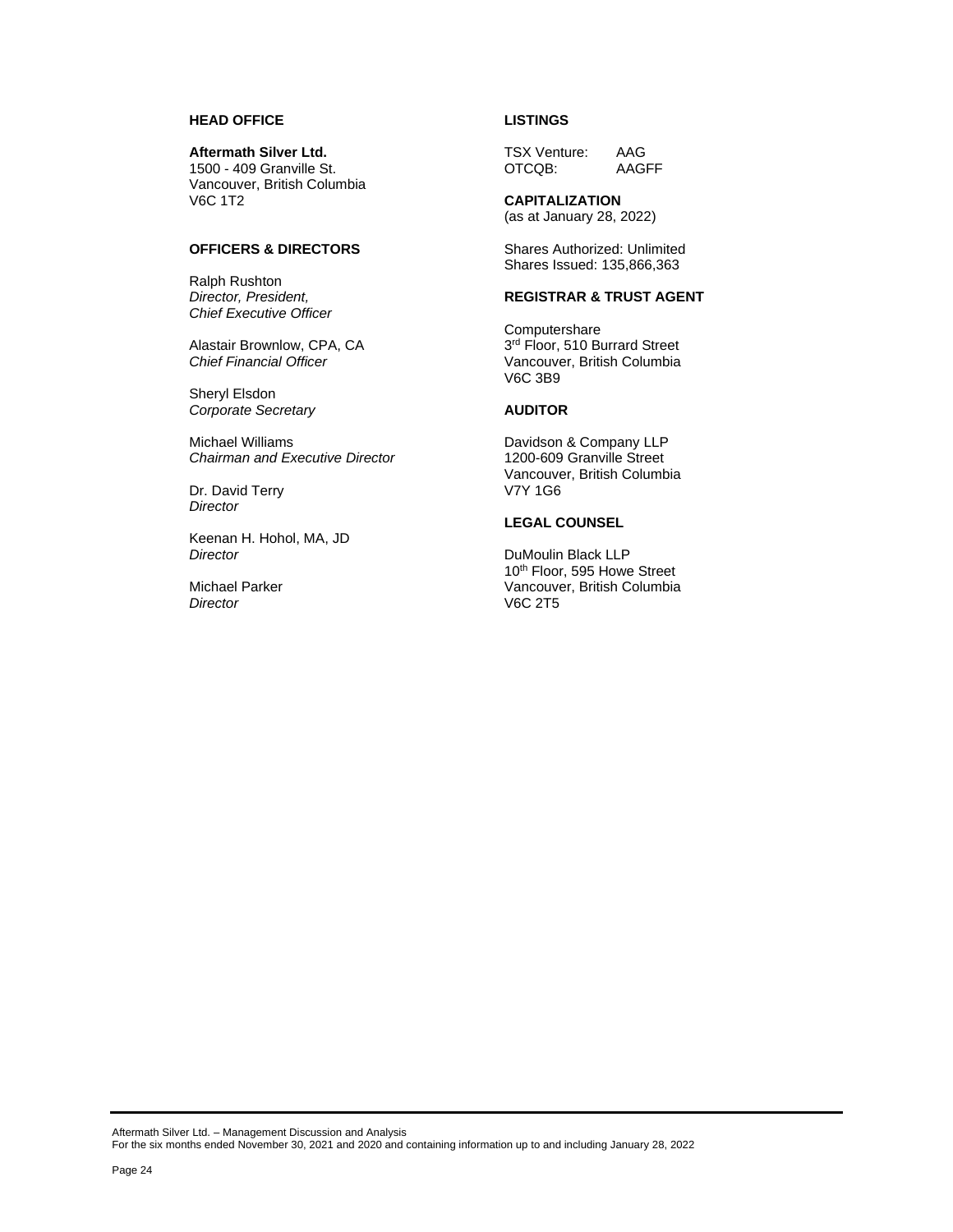## HEAD OFFICE

**Aftermath Silver Ltd.**
1500 - 409 Granville St.
Vancouver, British Columbia
V6C 1T2

## OFFICERS & DIRECTORS

Ralph Rushton
*Director, President,*
*Chief Executive Officer*

Alastair Brownlow, CPA, CA
*Chief Financial Officer*

Sheryl Elsdon
*Corporate Secretary*

Michael Williams
*Chairman and Executive Director*

Dr. David Terry
*Director*

Keenan H. Hohol, MA, JD
*Director*

Michael Parker
*Director*

## LISTINGS

| | |
|---|---|
| TSX Venture: | AAG |
| OTCQB: | AAGFF |

## CAPITALIZATION

(as at January 28, 2022)

Shares Authorized: Unlimited
Shares Issued: 135,866,363

## REGISTRAR & TRUST AGENT

Computershare
3rd Floor, 510 Burrard Street
Vancouver, British Columbia
V6C 3B9

## AUDITOR

Davidson & Company LLP
1200-609 Granville Street
Vancouver, British Columbia
V7Y 1G6

## LEGAL COUNSEL

DuMoulin Black LLP
10th Floor, 595 Howe Street
Vancouver, British Columbia
V6C 2T5